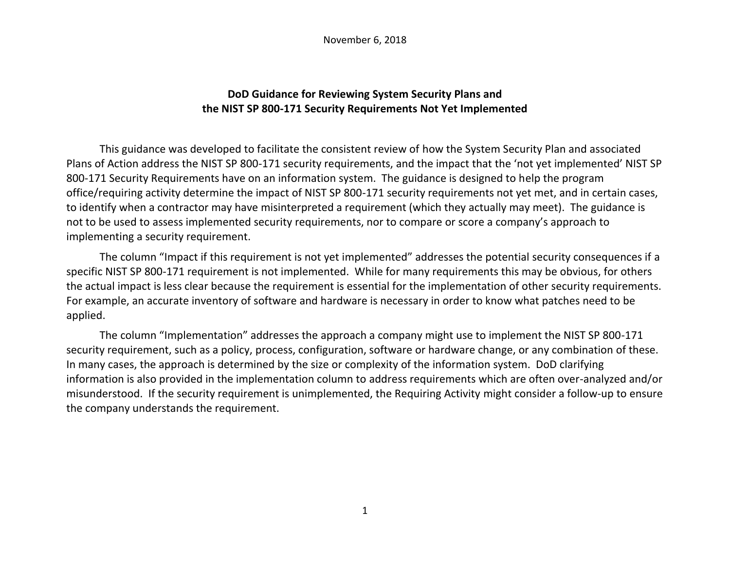November 6, 2018

# DoD Guidance for Reviewing System Security Plans and the NIST SP 800-171 Security Requirements Not Yet Implemented

This guidance was developed to facilitate the consistent review of how the System Security Plan and associated Plans of Action address the NIST SP 800-171 security requirements, and the impact that the 'not yet implemented' NIST SP 800-171 Security Requirements have on an information system. The guidance is designed to help the program office/requiring activity determine the impact of NIST SP 800-171 security requirements not yet met, and in certain cases, to identify when a contractor may have misinterpreted a requirement (which they actually may meet). The guidance is not to be used to assess implemented security requirements, nor to compare or score a company's approach to implementing a security requirement.

The column "Impact if this requirement is not yet implemented" addresses the potential security consequences if a specific NIST SP 800-171 requirement is not implemented. While for many requirements this may be obvious, for others the actual impact is less clear because the requirement is essential for the implementation of other security requirements. For example, an accurate inventory of software and hardware is necessary in order to know what patches need to be applied.

The column "Implementation" addresses the approach a company might use to implement the NIST SP 800-171 security requirement, such as a policy, process, configuration, software or hardware change, or any combination of these. In many cases, the approach is determined by the size or complexity of the information system. DoD clarifying information is also provided in the implementation column to address requirements which are often over-analyzed and/or misunderstood. If the security requirement is unimplemented, the Requiring Activity might consider a follow-up to ensure the company understands the requirement.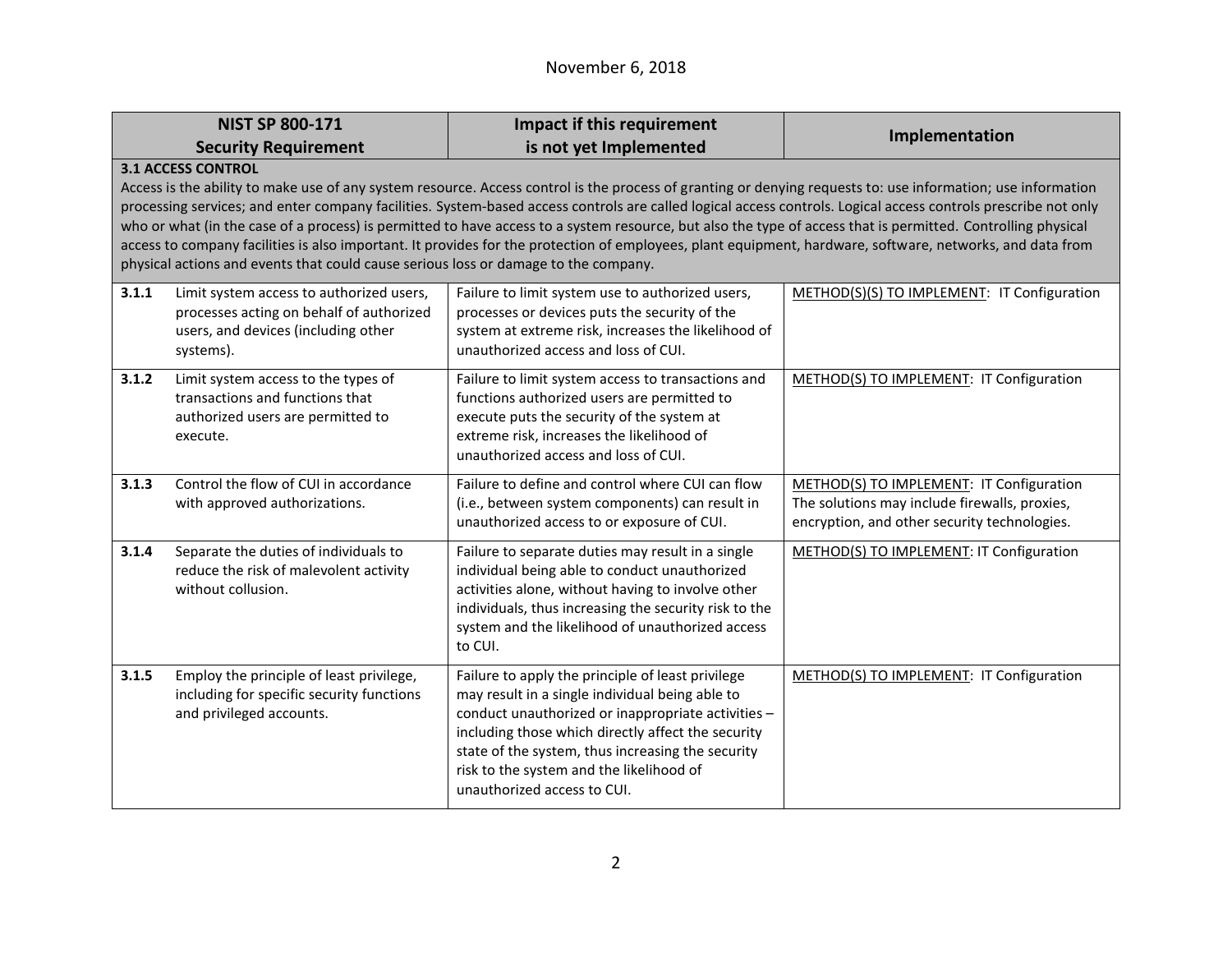| NIST SP 800-171 Security Requirement | Impact if this requirement is not yet Implemented | Implementation |
|---|---|---|
| **3.1 ACCESS CONTROL**<br>Access is the ability to make use of any system resource. Access control is the process of granting or denying requests to: use information; use information processing services; and enter company facilities. System-based access controls are called logical access controls. Logical access controls prescribe not only who or what (in the case of a process) is permitted to have access to a system resource, but also the type of access that is permitted. Controlling physical access to company facilities is also important. It provides for the protection of employees, plant equipment, hardware, software, networks, and data from physical actions and events that could cause serious loss or damage to the company. | | |
| **3.1.1** Limit system access to authorized users, processes acting on behalf of authorized users, and devices (including other systems). | Failure to limit system use to authorized users, processes or devices puts the security of the system at extreme risk, increases the likelihood of unauthorized access and loss of CUI. | METHOD(S)(S) TO IMPLEMENT: IT Configuration |
| **3.1.2** Limit system access to the types of transactions and functions that authorized users are permitted to execute. | Failure to limit system access to transactions and functions authorized users are permitted to execute puts the security of the system at extreme risk, increases the likelihood of unauthorized access and loss of CUI. | METHOD(S) TO IMPLEMENT: IT Configuration |
| **3.1.3** Control the flow of CUI in accordance with approved authorizations. | Failure to define and control where CUI can flow (i.e., between system components) can result in unauthorized access to or exposure of CUI. | METHOD(S) TO IMPLEMENT: IT Configuration The solutions may include firewalls, proxies, encryption, and other security technologies. |
| **3.1.4** Separate the duties of individuals to reduce the risk of malevolent activity without collusion. | Failure to separate duties may result in a single individual being able to conduct unauthorized activities alone, without having to involve other individuals, thus increasing the security risk to the system and the likelihood of unauthorized access to CUI. | METHOD(S) TO IMPLEMENT: IT Configuration |
| **3.1.5** Employ the principle of least privilege, including for specific security functions and privileged accounts. | Failure to apply the principle of least privilege may result in a single individual being able to conduct unauthorized or inappropriate activities – including those which directly affect the security state of the system, thus increasing the security risk to the system and the likelihood of unauthorized access to CUI. | METHOD(S) TO IMPLEMENT: IT Configuration |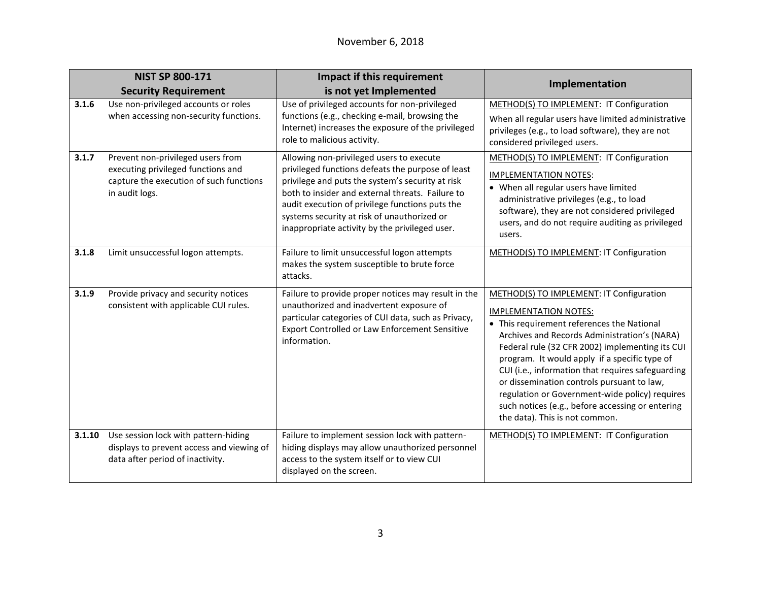| NIST SP 800-171 Security Requirement | | Impact if this requirement is not yet Implemented | Implementation |
|---|---|---|---|
| **3.1.6** | Use non-privileged accounts or roles when accessing non-security functions. | Use of privileged accounts for non-privileged functions (e.g., checking e-mail, browsing the Internet) increases the exposure of the privileged role to malicious activity. | METHOD(S) TO IMPLEMENT: IT Configuration<br>When all regular users have limited administrative privileges (e.g., to load software), they are not considered privileged users. |
| **3.1.7** | Prevent non-privileged users from executing privileged functions and capture the execution of such functions in audit logs. | Allowing non-privileged users to execute privileged functions defeats the purpose of least privilege and puts the system's security at risk both to insider and external threats. Failure to audit execution of privilege functions puts the systems security at risk of unauthorized or inappropriate activity by the privileged user. | METHOD(S) TO IMPLEMENT: IT Configuration<br>IMPLEMENTATION NOTES:<br>• When all regular users have limited administrative privileges (e.g., to load software), they are not considered privileged users, and do not require auditing as privileged users. |
| **3.1.8** | Limit unsuccessful logon attempts. | Failure to limit unsuccessful logon attempts makes the system susceptible to brute force attacks. | METHOD(S) TO IMPLEMENT: IT Configuration |
| **3.1.9** | Provide privacy and security notices consistent with applicable CUI rules. | Failure to provide proper notices may result in the unauthorized and inadvertent exposure of particular categories of CUI data, such as Privacy, Export Controlled or Law Enforcement Sensitive information. | METHOD(S) TO IMPLEMENT: IT Configuration<br>IMPLEMENTATION NOTES:<br>• This requirement references the National Archives and Records Administration's (NARA) Federal rule (32 CFR 2002) implementing its CUI program. It would apply if a specific type of CUI (i.e., information that requires safeguarding or dissemination controls pursuant to law, regulation or Government-wide policy) requires such notices (e.g., before accessing or entering the data). This is not common. |
| **3.1.10** | Use session lock with pattern-hiding displays to prevent access and viewing of data after period of inactivity. | Failure to implement session lock with pattern-hiding displays may allow unauthorized personnel access to the system itself or to view CUI displayed on the screen. | METHOD(S) TO IMPLEMENT: IT Configuration |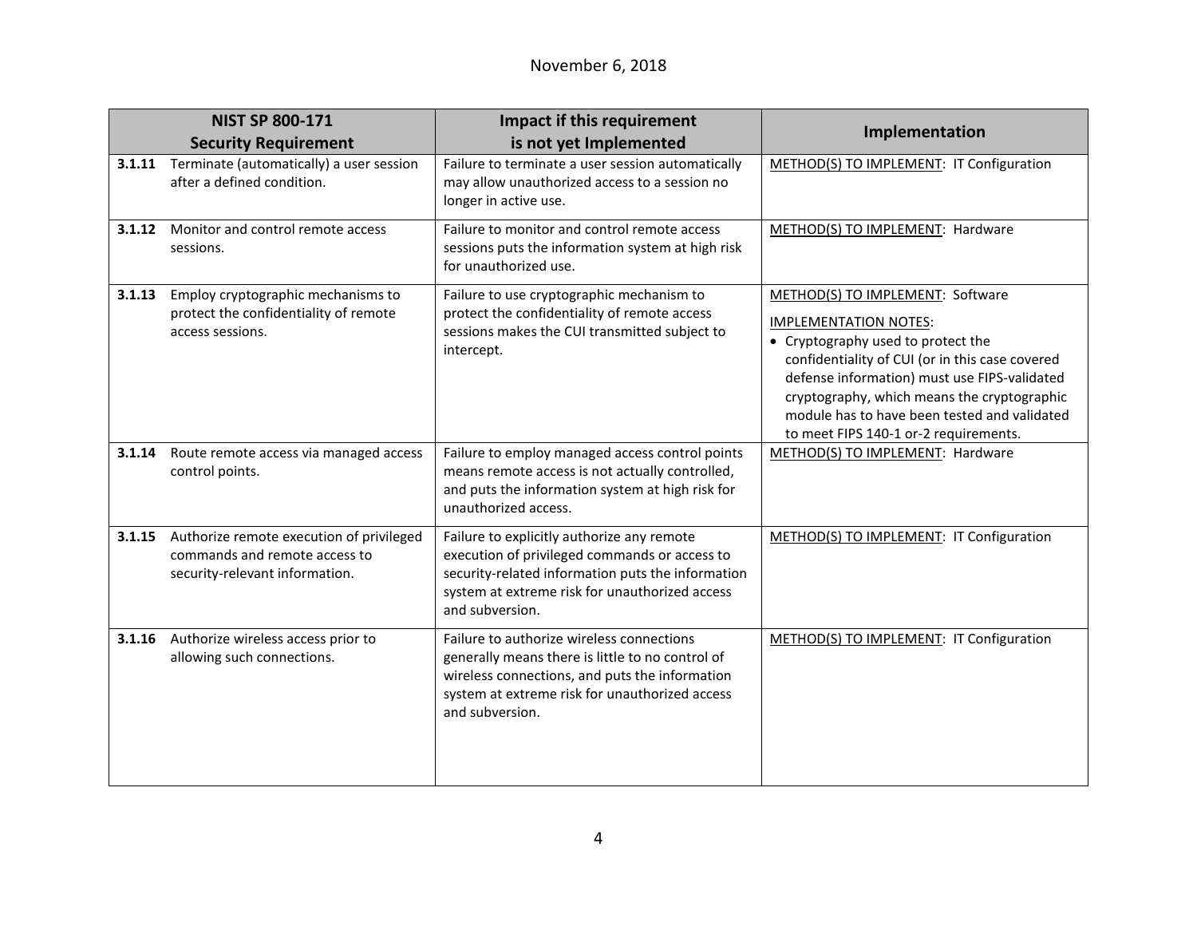| NIST SP 800-171 Security Requirement | Impact if this requirement is not yet Implemented | Implementation |
|---|---|---|
| **3.1.11** Terminate (automatically) a user session after a defined condition. | Failure to terminate a user session automatically may allow unauthorized access to a session no longer in active use. | METHOD(S) TO IMPLEMENT: IT Configuration |
| **3.1.12** Monitor and control remote access sessions. | Failure to monitor and control remote access sessions puts the information system at high risk for unauthorized use. | METHOD(S) TO IMPLEMENT: Hardware |
| **3.1.13** Employ cryptographic mechanisms to protect the confidentiality of remote access sessions. | Failure to use cryptographic mechanism to protect the confidentiality of remote access sessions makes the CUI transmitted subject to intercept. | METHOD(S) TO IMPLEMENT: Software<br><br>IMPLEMENTATION NOTES:<br>• Cryptography used to protect the confidentiality of CUI (or in this case covered defense information) must use FIPS-validated cryptography, which means the cryptographic module has to have been tested and validated to meet FIPS 140-1 or-2 requirements. |
| **3.1.14** Route remote access via managed access control points. | Failure to employ managed access control points means remote access is not actually controlled, and puts the information system at high risk for unauthorized access. | METHOD(S) TO IMPLEMENT: Hardware |
| **3.1.15** Authorize remote execution of privileged commands and remote access to security-relevant information. | Failure to explicitly authorize any remote execution of privileged commands or access to security-related information puts the information system at extreme risk for unauthorized access and subversion. | METHOD(S) TO IMPLEMENT: IT Configuration |
| **3.1.16** Authorize wireless access prior to allowing such connections. | Failure to authorize wireless connections generally means there is little to no control of wireless connections, and puts the information system at extreme risk for unauthorized access and subversion. | METHOD(S) TO IMPLEMENT: IT Configuration |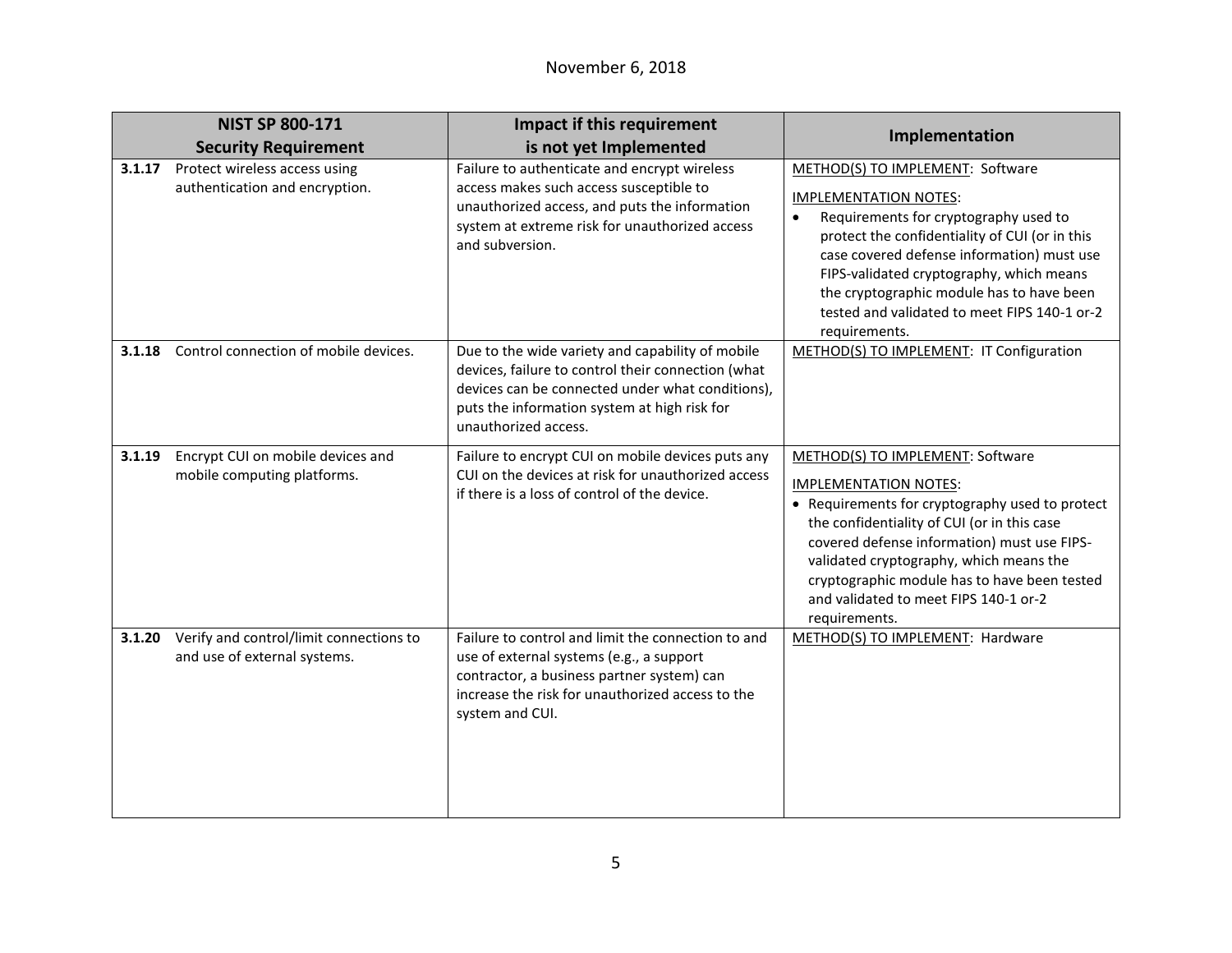November 6, 2018

| NIST SP 800-171 Security Requirement | Impact if this requirement is not yet Implemented | Implementation |
|---|---|---|
| **3.1.17** Protect wireless access using authentication and encryption. | Failure to authenticate and encrypt wireless access makes such access susceptible to unauthorized access, and puts the information system at extreme risk for unauthorized access and subversion. | METHOD(S) TO IMPLEMENT: Software<br><br>IMPLEMENTATION NOTES:<br>• Requirements for cryptography used to protect the confidentiality of CUI (or in this case covered defense information) must use FIPS-validated cryptography, which means the cryptographic module has to have been tested and validated to meet FIPS 140-1 or-2 requirements. |
| **3.1.18** Control connection of mobile devices. | Due to the wide variety and capability of mobile devices, failure to control their connection (what devices can be connected under what conditions), puts the information system at high risk for unauthorized access. | METHOD(S) TO IMPLEMENT: IT Configuration |
| **3.1.19** Encrypt CUI on mobile devices and mobile computing platforms. | Failure to encrypt CUI on mobile devices puts any CUI on the devices at risk for unauthorized access if there is a loss of control of the device. | METHOD(S) TO IMPLEMENT: Software<br><br>IMPLEMENTATION NOTES:<br>• Requirements for cryptography used to protect the confidentiality of CUI (or in this case covered defense information) must use FIPS-validated cryptography, which means the cryptographic module has to have been tested and validated to meet FIPS 140-1 or-2 requirements. |
| **3.1.20** Verify and control/limit connections to and use of external systems. | Failure to control and limit the connection to and use of external systems (e.g., a support contractor, a business partner system) can increase the risk for unauthorized access to the system and CUI. | METHOD(S) TO IMPLEMENT: Hardware |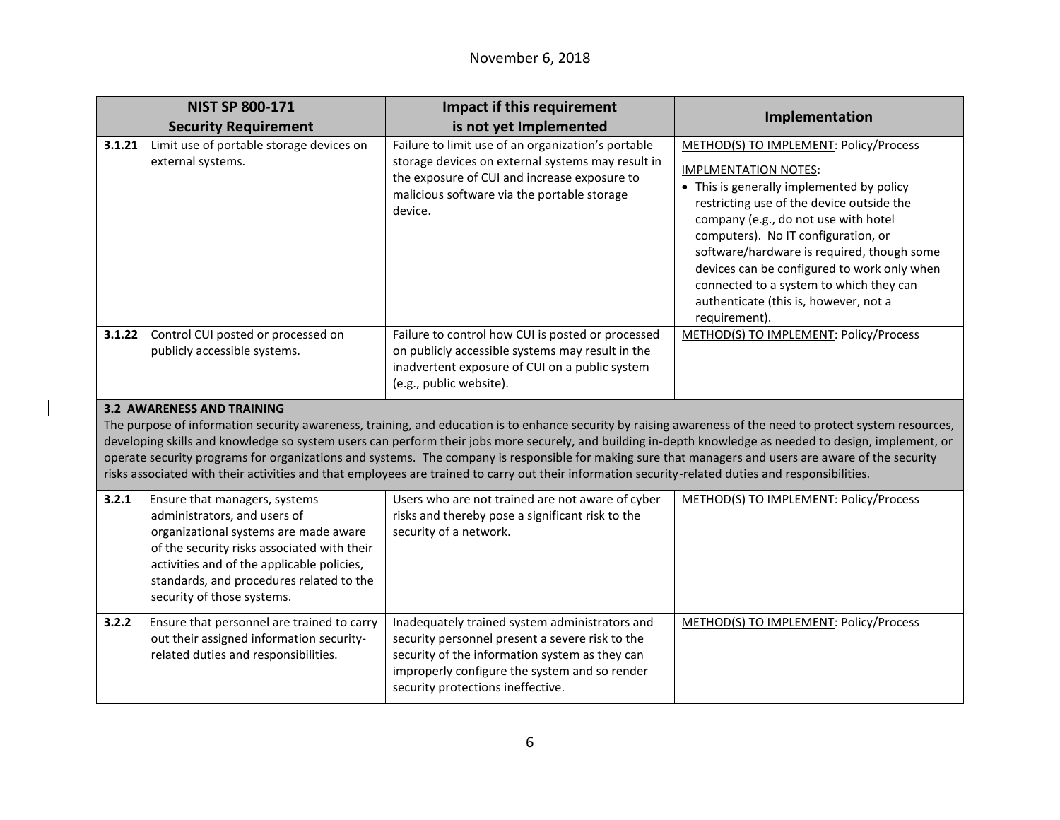| NIST SP 800-171 Security Requirement | Impact if this requirement is not yet Implemented | Implementation |
|---|---|---|
| **3.1.21** Limit use of portable storage devices on external systems. | Failure to limit use of an organization's portable storage devices on external systems may result in the exposure of CUI and increase exposure to malicious software via the portable storage device. | METHOD(S) TO IMPLEMENT: Policy/Process<br><br>IMPLMENTATION NOTES:<br>• This is generally implemented by policy restricting use of the device outside the company (e.g., do not use with hotel computers). No IT configuration, or software/hardware is required, though some devices can be configured to work only when connected to a system to which they can authenticate (this is, however, not a requirement). |
| **3.1.22** Control CUI posted or processed on publicly accessible systems. | Failure to control how CUI is posted or processed on publicly accessible systems may result in the inadvertent exposure of CUI on a public system (e.g., public website). | METHOD(S) TO IMPLEMENT: Policy/Process |
| **3.2 AWARENESS AND TRAINING**<br>The purpose of information security awareness, training, and education is to enhance security by raising awareness of the need to protect system resources, developing skills and knowledge so system users can perform their jobs more securely, and building in-depth knowledge as needed to design, implement, or operate security programs for organizations and systems. The company is responsible for making sure that managers and users are aware of the security risks associated with their activities and that employees are trained to carry out their information security-related duties and responsibilities. | | |
| **3.2.1** Ensure that managers, systems administrators, and users of organizational systems are made aware of the security risks associated with their activities and of the applicable policies, standards, and procedures related to the security of those systems. | Users who are not trained are not aware of cyber risks and thereby pose a significant risk to the security of a network. | METHOD(S) TO IMPLEMENT: Policy/Process |
| **3.2.2** Ensure that personnel are trained to carry out their assigned information security-related duties and responsibilities. | Inadequately trained system administrators and security personnel present a severe risk to the security of the information system as they can improperly configure the system and so render security protections ineffective. | METHOD(S) TO IMPLEMENT: Policy/Process |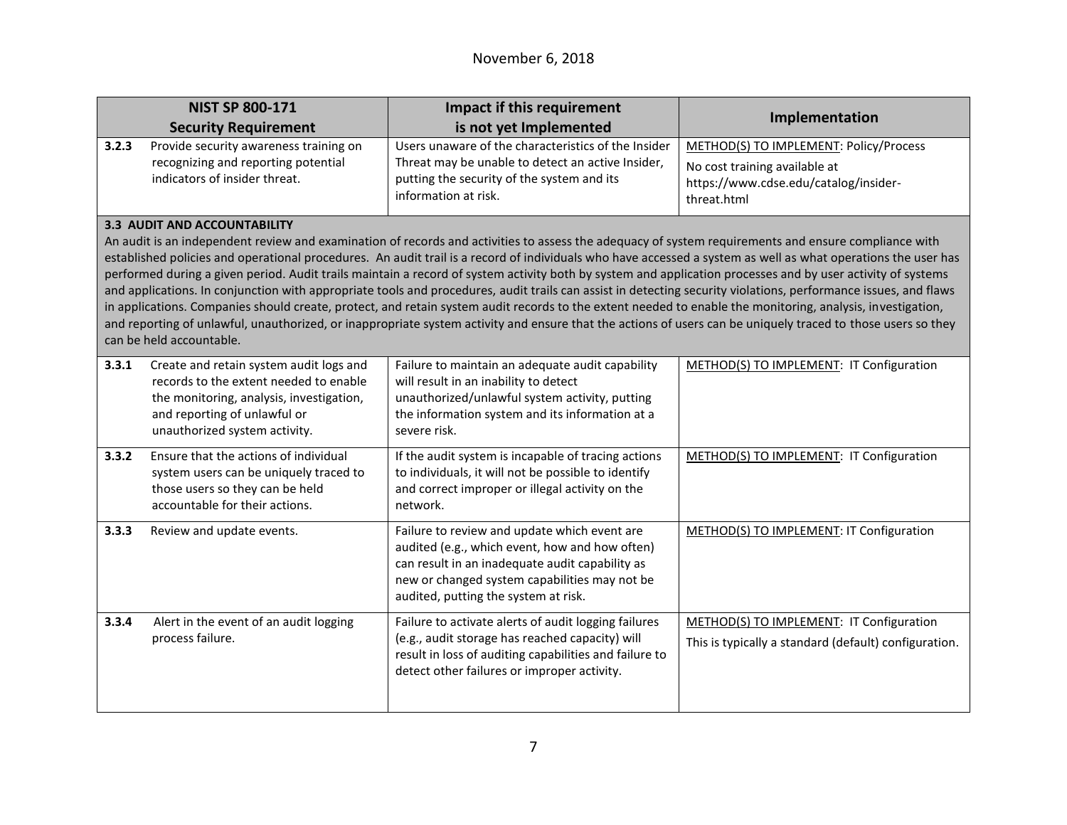| NIST SP 800-171 Security Requirement | Impact if this requirement is not yet Implemented | Implementation |
|---|---|---|
| **3.2.3** Provide security awareness training on recognizing and reporting potential indicators of insider threat. | Users unaware of the characteristics of the Insider Threat may be unable to detect an active Insider, putting the security of the system and its information at risk. | METHOD(S) TO IMPLEMENT: Policy/Process<br>No cost training available at https://www.cdse.edu/catalog/insider-threat.html |
| **3.3 AUDIT AND ACCOUNTABILITY**<br>An audit is an independent review and examination of records and activities to assess the adequacy of system requirements and ensure compliance with established policies and operational procedures. An audit trail is a record of individuals who have accessed a system as well as what operations the user has performed during a given period. Audit trails maintain a record of system activity both by system and application processes and by user activity of systems and applications. In conjunction with appropriate tools and procedures, audit trails can assist in detecting security violations, performance issues, and flaws in applications. Companies should create, protect, and retain system audit records to the extent needed to enable the monitoring, analysis, investigation, and reporting of unlawful, unauthorized, or inappropriate system activity and ensure that the actions of users can be uniquely traced to those users so they can be held accountable. | | |
| **3.3.1** Create and retain system audit logs and records to the extent needed to enable the monitoring, analysis, investigation, and reporting of unlawful or unauthorized system activity. | Failure to maintain an adequate audit capability will result in an inability to detect unauthorized/unlawful system activity, putting the information system and its information at a severe risk. | METHOD(S) TO IMPLEMENT: IT Configuration |
| **3.3.2** Ensure that the actions of individual system users can be uniquely traced to those users so they can be held accountable for their actions. | If the audit system is incapable of tracing actions to individuals, it will not be possible to identify and correct improper or illegal activity on the network. | METHOD(S) TO IMPLEMENT: IT Configuration |
| **3.3.3** Review and update events. | Failure to review and update which event are audited (e.g., which event, how and how often) can result in an inadequate audit capability as new or changed system capabilities may not be audited, putting the system at risk. | METHOD(S) TO IMPLEMENT: IT Configuration |
| **3.3.4** Alert in the event of an audit logging process failure. | Failure to activate alerts of audit logging failures (e.g., audit storage has reached capacity) will result in loss of auditing capabilities and failure to detect other failures or improper activity. | METHOD(S) TO IMPLEMENT: IT Configuration<br>This is typically a standard (default) configuration. |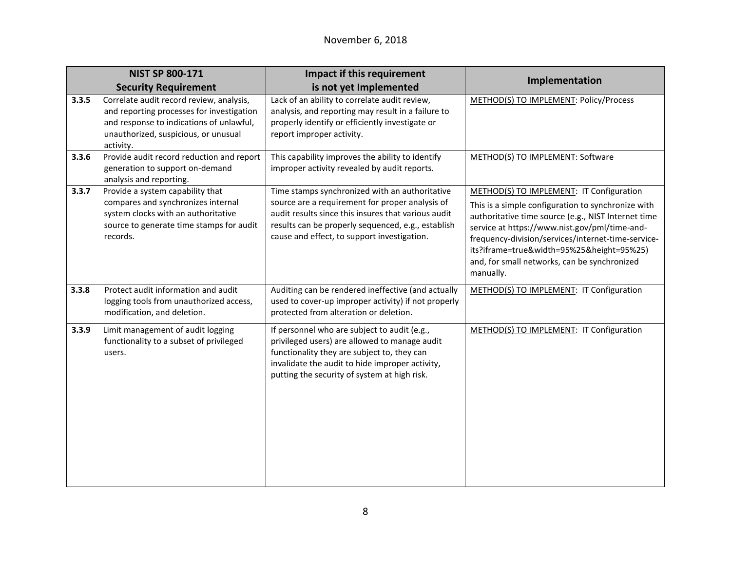| NIST SP 800-171 Security Requirement | Impact if this requirement is not yet Implemented | Implementation |
|---|---|---|
| **3.3.5** Correlate audit record review, analysis, and reporting processes for investigation and response to indications of unlawful, unauthorized, suspicious, or unusual activity. | Lack of an ability to correlate audit review, analysis, and reporting may result in a failure to properly identify or efficiently investigate or report improper activity. | METHOD(S) TO IMPLEMENT: Policy/Process |
| **3.3.6** Provide audit record reduction and report generation to support on-demand analysis and reporting. | This capability improves the ability to identify improper activity revealed by audit reports. | METHOD(S) TO IMPLEMENT: Software |
| **3.3.7** Provide a system capability that compares and synchronizes internal system clocks with an authoritative source to generate time stamps for audit records. | Time stamps synchronized with an authoritative source are a requirement for proper analysis of audit results since this insures that various audit results can be properly sequenced, e.g., establish cause and effect, to support investigation. | METHOD(S) TO IMPLEMENT: IT Configuration<br>This is a simple configuration to synchronize with authoritative time source (e.g., NIST Internet time service at https://www.nist.gov/pml/time-and-frequency-division/services/internet-time-service-its?iframe=true&width=95%25&height=95%25) and, for small networks, can be synchronized manually. |
| **3.3.8** Protect audit information and audit logging tools from unauthorized access, modification, and deletion. | Auditing can be rendered ineffective (and actually used to cover-up improper activity) if not properly protected from alteration or deletion. | METHOD(S) TO IMPLEMENT: IT Configuration |
| **3.3.9** Limit management of audit logging functionality to a subset of privileged users. | If personnel who are subject to audit (e.g., privileged users) are allowed to manage audit functionality they are subject to, they can invalidate the audit to hide improper activity, putting the security of system at high risk. | METHOD(S) TO IMPLEMENT: IT Configuration |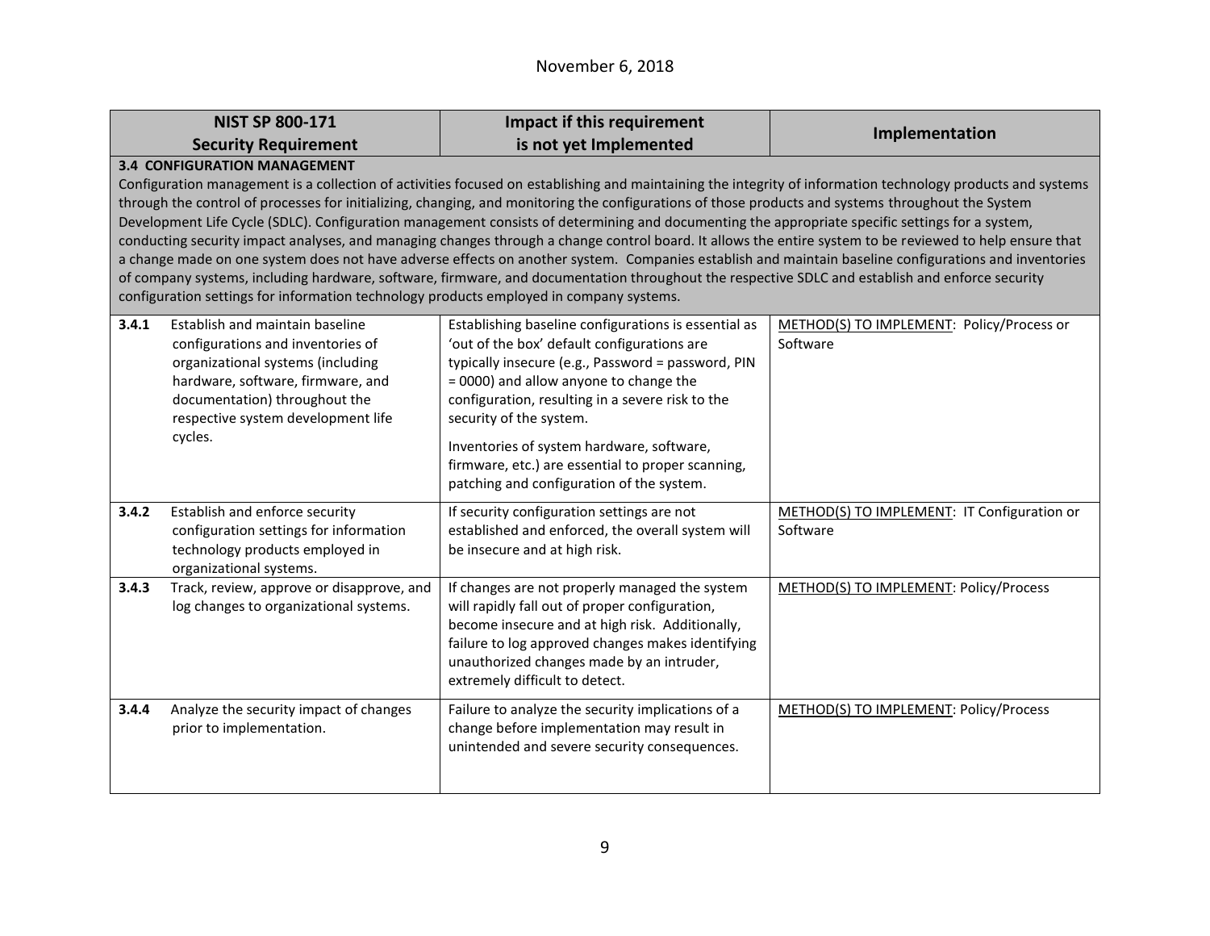| NIST SP 800-171 Security Requirement | Impact if this requirement is not yet Implemented | Implementation |
|---|---|---|
| **3.4 CONFIGURATION MANAGEMENT**<br>Configuration management is a collection of activities focused on establishing and maintaining the integrity of information technology products and systems through the control of processes for initializing, changing, and monitoring the configurations of those products and systems throughout the System Development Life Cycle (SDLC). Configuration management consists of determining and documenting the appropriate specific settings for a system, conducting security impact analyses, and managing changes through a change control board. It allows the entire system to be reviewed to help ensure that a change made on one system does not have adverse effects on another system. Companies establish and maintain baseline configurations and inventories of company systems, including hardware, software, firmware, and documentation throughout the respective SDLC and establish and enforce security configuration settings for information technology products employed in company systems. | | |
| **3.4.1** Establish and maintain baseline configurations and inventories of organizational systems (including hardware, software, firmware, and documentation) throughout the respective system development life cycles. | Establishing baseline configurations is essential as 'out of the box' default configurations are typically insecure (e.g., Password = password, PIN = 0000) and allow anyone to change the configuration, resulting in a severe risk to the security of the system.<br><br>Inventories of system hardware, software, firmware, etc.) are essential to proper scanning, patching and configuration of the system. | METHOD(S) TO IMPLEMENT: Policy/Process or Software |
| **3.4.2** Establish and enforce security configuration settings for information technology products employed in organizational systems. | If security configuration settings are not established and enforced, the overall system will be insecure and at high risk. | METHOD(S) TO IMPLEMENT: IT Configuration or Software |
| **3.4.3** Track, review, approve or disapprove, and log changes to organizational systems. | If changes are not properly managed the system will rapidly fall out of proper configuration, become insecure and at high risk. Additionally, failure to log approved changes makes identifying unauthorized changes made by an intruder, extremely difficult to detect. | METHOD(S) TO IMPLEMENT: Policy/Process |
| **3.4.4** Analyze the security impact of changes prior to implementation. | Failure to analyze the security implications of a change before implementation may result in unintended and severe security consequences. | METHOD(S) TO IMPLEMENT: Policy/Process |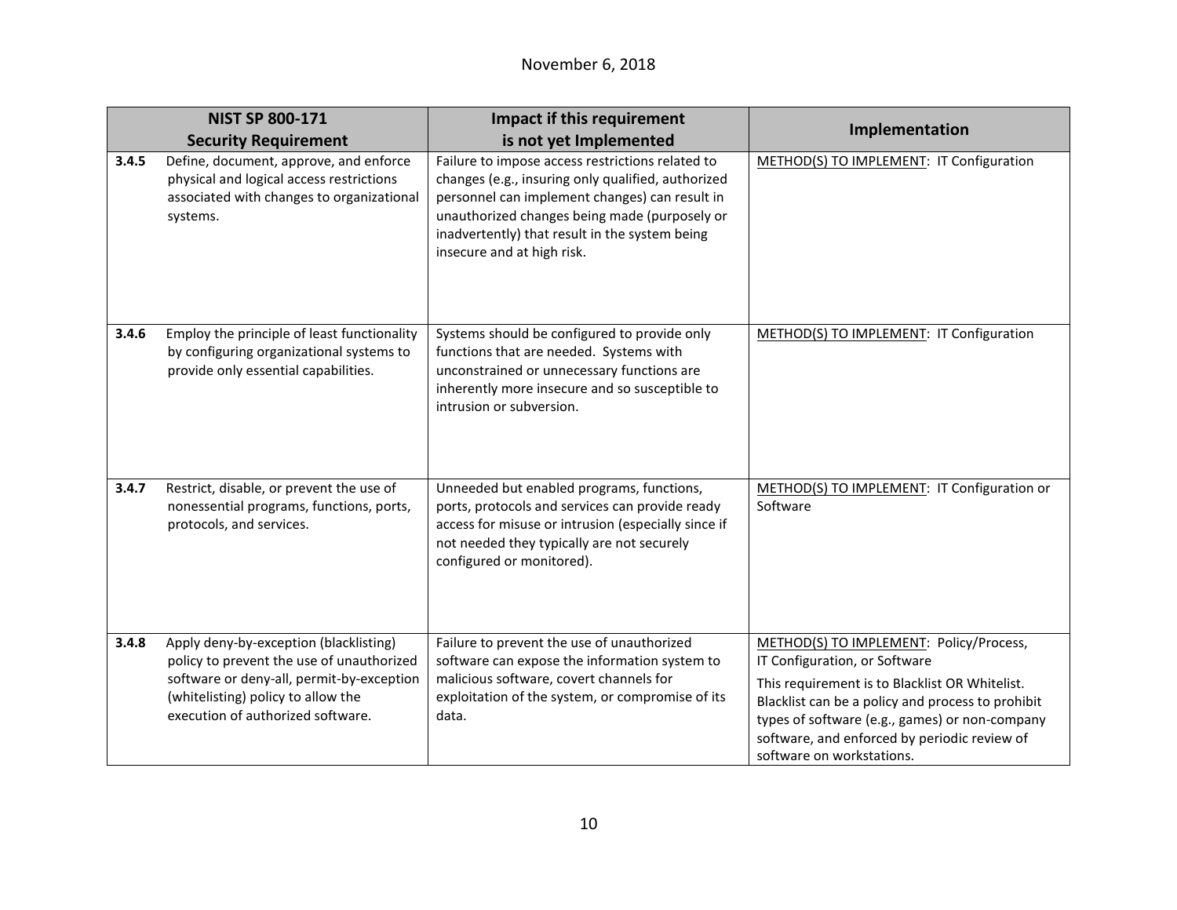| NIST SP 800-171 Security Requirement | Impact if this requirement is not yet Implemented | Implementation |
|---|---|---|
| **3.4.5** Define, document, approve, and enforce physical and logical access restrictions associated with changes to organizational systems. | Failure to impose access restrictions related to changes (e.g., insuring only qualified, authorized personnel can implement changes) can result in unauthorized changes being made (purposely or inadvertently) that result in the system being insecure and at high risk. | <u>METHOD(S) TO IMPLEMENT</u>: IT Configuration |
| **3.4.6** Employ the principle of least functionality by configuring organizational systems to provide only essential capabilities. | Systems should be configured to provide only functions that are needed. Systems with unconstrained or unnecessary functions are inherently more insecure and so susceptible to intrusion or subversion. | <u>METHOD(S) TO IMPLEMENT</u>: IT Configuration |
| **3.4.7** Restrict, disable, or prevent the use of nonessential programs, functions, ports, protocols, and services. | Unneeded but enabled programs, functions, ports, protocols and services can provide ready access for misuse or intrusion (especially since if not needed they typically are not securely configured or monitored). | <u>METHOD(S) TO IMPLEMENT</u>: IT Configuration or Software |
| **3.4.8** Apply deny-by-exception (blacklisting) policy to prevent the use of unauthorized software or deny-all, permit-by-exception (whitelisting) policy to allow the execution of authorized software. | Failure to prevent the use of unauthorized software can expose the information system to malicious software, covert channels for exploitation of the system, or compromise of its data. | <u>METHOD(S) TO IMPLEMENT</u>: Policy/Process, IT Configuration, or Software<br><br>This requirement is to Blacklist OR Whitelist. Blacklist can be a policy and process to prohibit types of software (e.g., games) or non-company software, and enforced by periodic review of software on workstations. |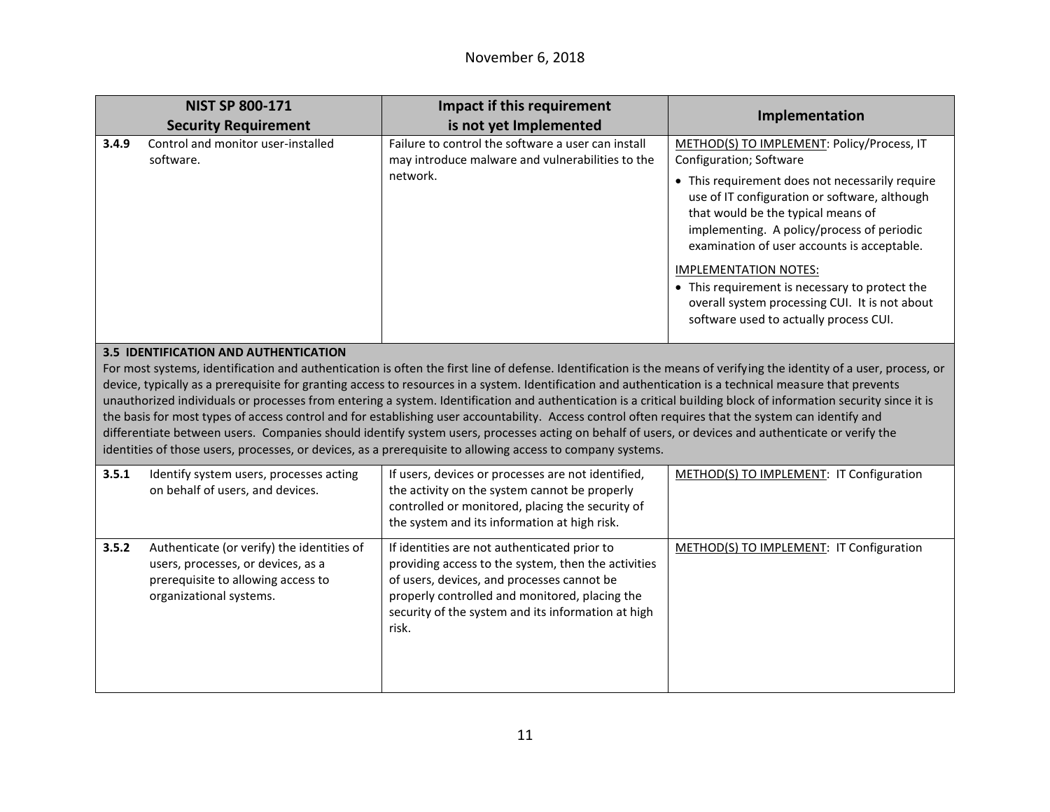| NIST SP 800-171 Security Requirement | Impact if this requirement is not yet Implemented | Implementation |
|---|---|---|
| **3.4.9** Control and monitor user-installed software. | Failure to control the software a user can install may introduce malware and vulnerabilities to the network. | METHOD(S) TO IMPLEMENT: Policy/Process, IT Configuration; Software<br>• This requirement does not necessarily require use of IT configuration or software, although that would be the typical means of implementing. A policy/process of periodic examination of user accounts is acceptable.<br>IMPLEMENTATION NOTES:<br>• This requirement is necessary to protect the overall system processing CUI. It is not about software used to actually process CUI. |
| **3.5 IDENTIFICATION AND AUTHENTICATION**<br>For most systems, identification and authentication is often the first line of defense. Identification is the means of verifying the identity of a user, process, or device, typically as a prerequisite for granting access to resources in a system. Identification and authentication is a technical measure that prevents unauthorized individuals or processes from entering a system. Identification and authentication is a critical building block of information security since it is the basis for most types of access control and for establishing user accountability. Access control often requires that the system can identify and differentiate between users. Companies should identify system users, processes acting on behalf of users, or devices and authenticate or verify the identities of those users, processes, or devices, as a prerequisite to allowing access to company systems. | | |
| **3.5.1** Identify system users, processes acting on behalf of users, and devices. | If users, devices or processes are not identified, the activity on the system cannot be properly controlled or monitored, placing the security of the system and its information at high risk. | METHOD(S) TO IMPLEMENT: IT Configuration |
| **3.5.2** Authenticate (or verify) the identities of users, processes, or devices, as a prerequisite to allowing access to organizational systems. | If identities are not authenticated prior to providing access to the system, then the activities of users, devices, and processes cannot be properly controlled and monitored, placing the security of the system and its information at high risk. | METHOD(S) TO IMPLEMENT: IT Configuration |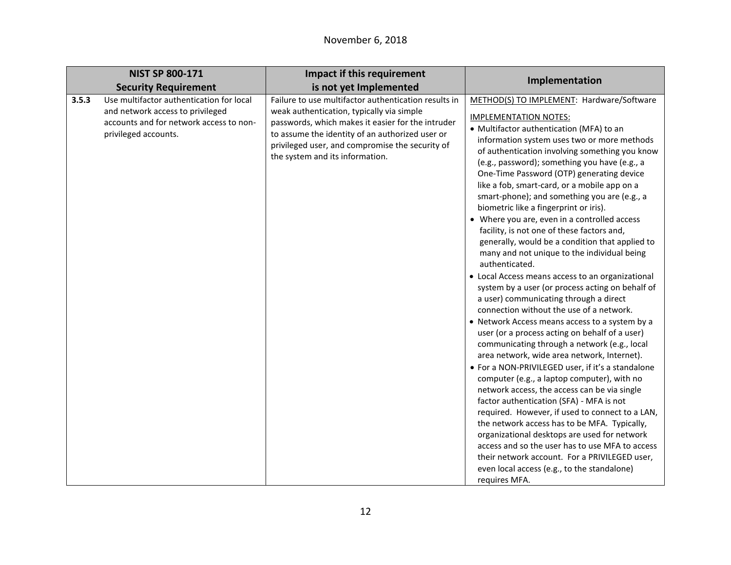| NIST SP 800-171 Security Requirement | Impact if this requirement is not yet Implemented | Implementation |
|---|---|---|
| **3.5.3** Use multifactor authentication for local and network access to privileged accounts and for network access to non-privileged accounts. | Failure to use multifactor authentication results in weak authentication, typically via simple passwords, which makes it easier for the intruder to assume the identity of an authorized user or privileged user, and compromise the security of the system and its information. | METHOD(S) TO IMPLEMENT: Hardware/Software<br><br>IMPLEMENTATION NOTES:<br>• Multifactor authentication (MFA) to an information system uses two or more methods of authentication involving something you know (e.g., password); something you have (e.g., a One-Time Password (OTP) generating device like a fob, smart-card, or a mobile app on a smart-phone); and something you are (e.g., a biometric like a fingerprint or iris).<br>• Where you are, even in a controlled access facility, is not one of these factors and, generally, would be a condition that applied to many and not unique to the individual being authenticated.<br>• Local Access means access to an organizational system by a user (or process acting on behalf of a user) communicating through a direct connection without the use of a network.<br>• Network Access means access to a system by a user (or a process acting on behalf of a user) communicating through a network (e.g., local area network, wide area network, Internet).<br>• For a NON-PRIVILEGED user, if it's a standalone computer (e.g., a laptop computer), with no network access, the access can be via single factor authentication (SFA) - MFA is not required. However, if used to connect to a LAN, the network access has to be MFA. Typically, organizational desktops are used for network access and so the user has to use MFA to access their network account. For a PRIVILEGED user, even local access (e.g., to the standalone) requires MFA. |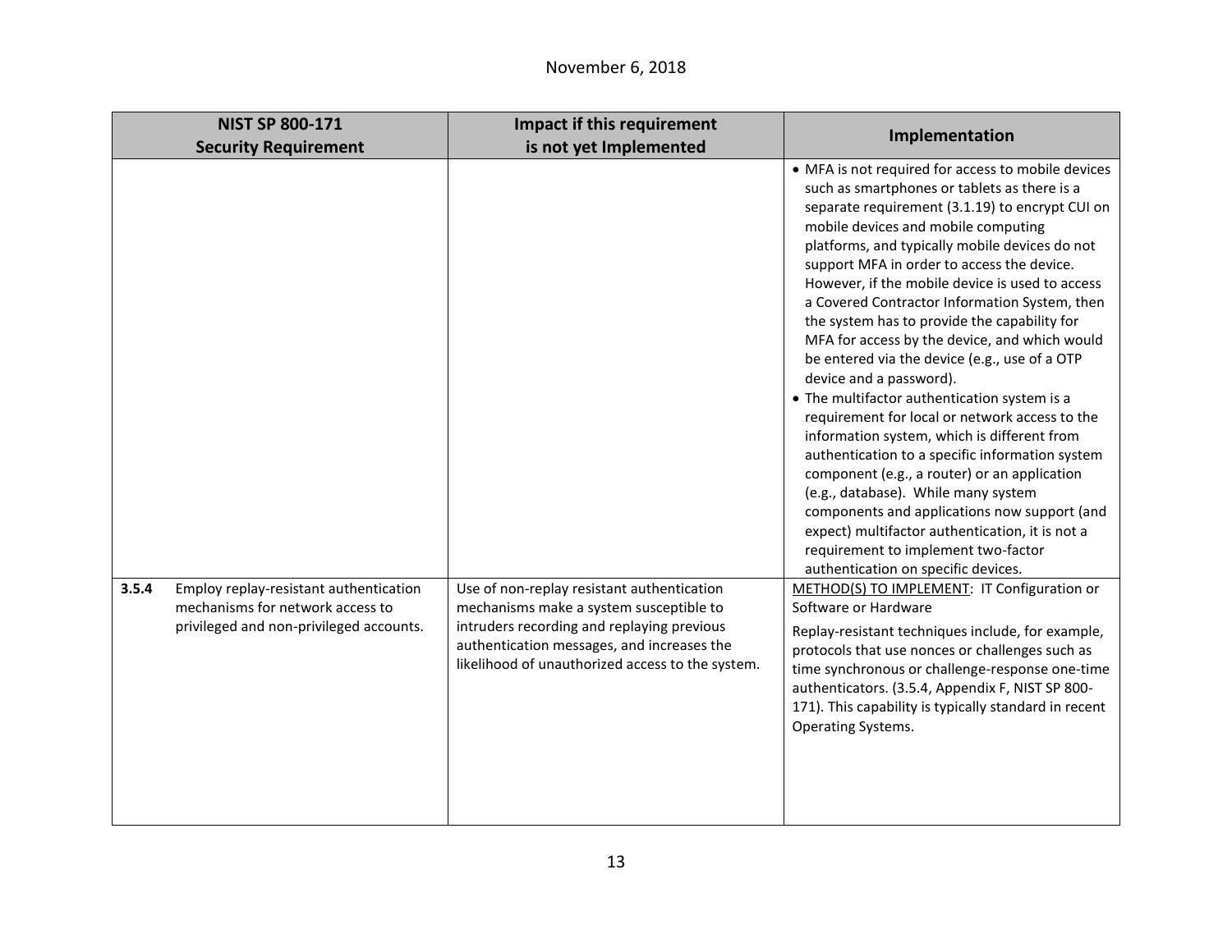November 6, 2018

| NIST SP 800-171 Security Requirement | Impact if this requirement is not yet Implemented | Implementation |
|---|---|---|
| | | • MFA is not required for access to mobile devices such as smartphones or tablets as there is a separate requirement (3.1.19) to encrypt CUI on mobile devices and mobile computing platforms, and typically mobile devices do not support MFA in order to access the device. However, if the mobile device is used to access a Covered Contractor Information System, then the system has to provide the capability for MFA for access by the device, and which would be entered via the device (e.g., use of a OTP device and a password).<br>• The multifactor authentication system is a requirement for local or network access to the information system, which is different from authentication to a specific information system component (e.g., a router) or an application (e.g., database). While many system components and applications now support (and expect) multifactor authentication, it is not a requirement to implement two-factor authentication on specific devices. |
| **3.5.4** Employ replay-resistant authentication mechanisms for network access to privileged and non-privileged accounts. | Use of non-replay resistant authentication mechanisms make a system susceptible to intruders recording and replaying previous authentication messages, and increases the likelihood of unauthorized access to the system. | METHOD(S) TO IMPLEMENT: IT Configuration or Software or Hardware<br>Replay-resistant techniques include, for example, protocols that use nonces or challenges such as time synchronous or challenge-response one-time authenticators. (3.5.4, Appendix F, NIST SP 800-171). This capability is typically standard in recent Operating Systems. |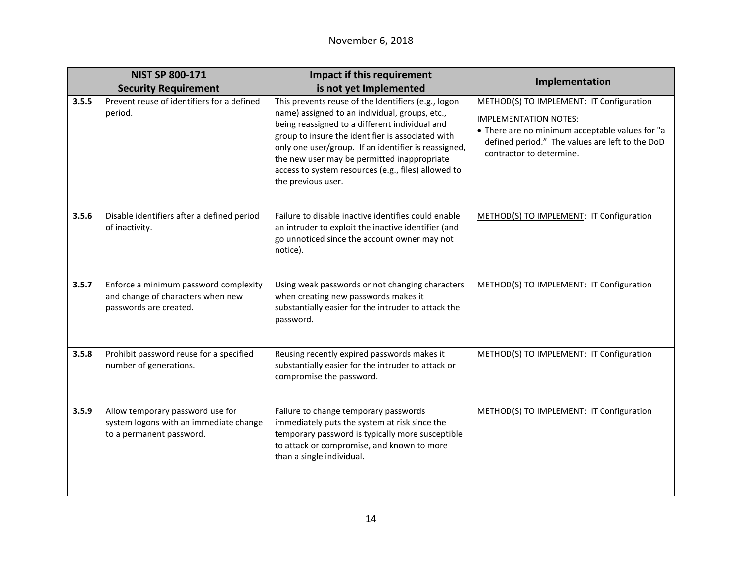November 6, 2018

| NIST SP 800-171 Security Requirement | | Impact if this requirement is not yet Implemented | Implementation |
|---|---|---|---|
| **3.5.5** | Prevent reuse of identifiers for a defined period. | This prevents reuse of the Identifiers (e.g., logon name) assigned to an individual, groups, etc., being reassigned to a different individual and group to insure the identifier is associated with only one user/group. If an identifier is reassigned, the new user may be permitted inappropriate access to system resources (e.g., files) allowed to the previous user. | METHOD(S) TO IMPLEMENT: IT Configuration<br><br>IMPLEMENTATION NOTES:<br>• There are no minimum acceptable values for "a defined period." The values are left to the DoD contractor to determine. |
| **3.5.6** | Disable identifiers after a defined period of inactivity. | Failure to disable inactive identifies could enable an intruder to exploit the inactive identifier (and go unnoticed since the account owner may not notice). | METHOD(S) TO IMPLEMENT: IT Configuration |
| **3.5.7** | Enforce a minimum password complexity and change of characters when new passwords are created. | Using weak passwords or not changing characters when creating new passwords makes it substantially easier for the intruder to attack the password. | METHOD(S) TO IMPLEMENT: IT Configuration |
| **3.5.8** | Prohibit password reuse for a specified number of generations. | Reusing recently expired passwords makes it substantially easier for the intruder to attack or compromise the password. | METHOD(S) TO IMPLEMENT: IT Configuration |
| **3.5.9** | Allow temporary password use for system logons with an immediate change to a permanent password. | Failure to change temporary passwords immediately puts the system at risk since the temporary password is typically more susceptible to attack or compromise, and known to more than a single individual. | METHOD(S) TO IMPLEMENT: IT Configuration |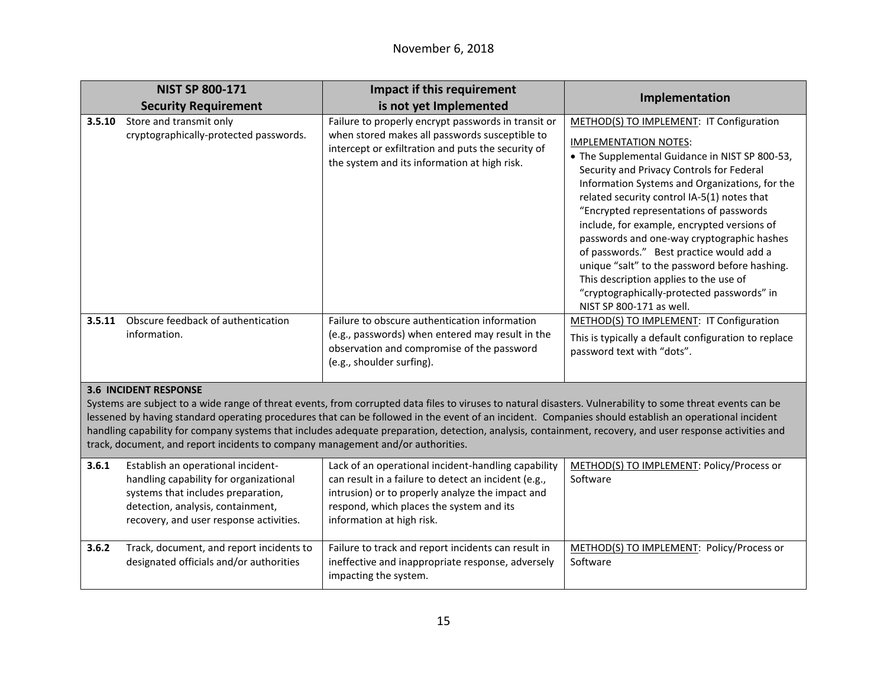| NIST SP 800-171 Security Requirement | Impact if this requirement is not yet Implemented | Implementation |
|---|---|---|
| **3.5.10** Store and transmit only cryptographically-protected passwords. | Failure to properly encrypt passwords in transit or when stored makes all passwords susceptible to intercept or exfiltration and puts the security of the system and its information at high risk. | METHOD(S) TO IMPLEMENT: IT Configuration<br><br>IMPLEMENTATION NOTES:<br>• The Supplemental Guidance in NIST SP 800-53, Security and Privacy Controls for Federal Information Systems and Organizations, for the related security control IA-5(1) notes that "Encrypted representations of passwords include, for example, encrypted versions of passwords and one-way cryptographic hashes of passwords." Best practice would add a unique "salt" to the password before hashing. This description applies to the use of "cryptographically-protected passwords" in NIST SP 800-171 as well. |
| **3.5.11** Obscure feedback of authentication information. | Failure to obscure authentication information (e.g., passwords) when entered may result in the observation and compromise of the password (e.g., shoulder surfing). | METHOD(S) TO IMPLEMENT: IT Configuration<br><br>This is typically a default configuration to replace password text with "dots". |
| **3.6 INCIDENT RESPONSE**<br>Systems are subject to a wide range of threat events, from corrupted data files to viruses to natural disasters. Vulnerability to some threat events can be lessened by having standard operating procedures that can be followed in the event of an incident. Companies should establish an operational incident handling capability for company systems that includes adequate preparation, detection, analysis, containment, recovery, and user response activities and track, document, and report incidents to company management and/or authorities. | | |
| **3.6.1** Establish an operational incident-handling capability for organizational systems that includes preparation, detection, analysis, containment, recovery, and user response activities. | Lack of an operational incident-handling capability can result in a failure to detect an incident (e.g., intrusion) or to properly analyze the impact and respond, which places the system and its information at high risk. | METHOD(S) TO IMPLEMENT: Policy/Process or Software |
| **3.6.2** Track, document, and report incidents to designated officials and/or authorities | Failure to track and report incidents can result in ineffective and inappropriate response, adversely impacting the system. | METHOD(S) TO IMPLEMENT: Policy/Process or Software |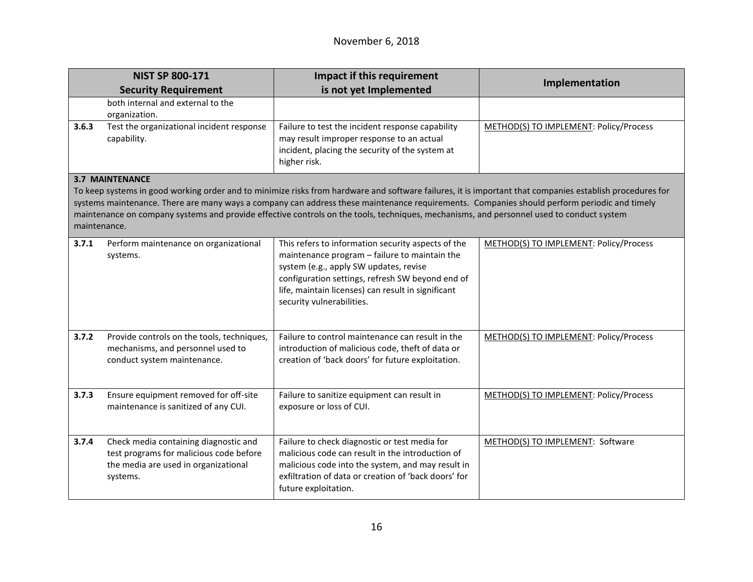| NIST SP 800-171 Security Requirement | | Impact if this requirement is not yet Implemented | Implementation |
|---|---|---|---|
| | both internal and external to the organization. | | |
| 3.6.3 | Test the organizational incident response capability. | Failure to test the incident response capability may result improper response to an actual incident, placing the security of the system at higher risk. | METHOD(S) TO IMPLEMENT: Policy/Process |
| **3.7 MAINTENANCE**<br>To keep systems in good working order and to minimize risks from hardware and software failures, it is important that companies establish procedures for systems maintenance. There are many ways a company can address these maintenance requirements. Companies should perform periodic and timely maintenance on company systems and provide effective controls on the tools, techniques, mechanisms, and personnel used to conduct system maintenance. | | | |
| 3.7.1 | Perform maintenance on organizational systems. | This refers to information security aspects of the maintenance program – failure to maintain the system (e.g., apply SW updates, revise configuration settings, refresh SW beyond end of life, maintain licenses) can result in significant security vulnerabilities. | METHOD(S) TO IMPLEMENT: Policy/Process |
| 3.7.2 | Provide controls on the tools, techniques, mechanisms, and personnel used to conduct system maintenance. | Failure to control maintenance can result in the introduction of malicious code, theft of data or creation of 'back doors' for future exploitation. | METHOD(S) TO IMPLEMENT: Policy/Process |
| 3.7.3 | Ensure equipment removed for off-site maintenance is sanitized of any CUI. | Failure to sanitize equipment can result in exposure or loss of CUI. | METHOD(S) TO IMPLEMENT: Policy/Process |
| 3.7.4 | Check media containing diagnostic and test programs for malicious code before the media are used in organizational systems. | Failure to check diagnostic or test media for malicious code can result in the introduction of malicious code into the system, and may result in exfiltration of data or creation of 'back doors' for future exploitation. | METHOD(S) TO IMPLEMENT: Software |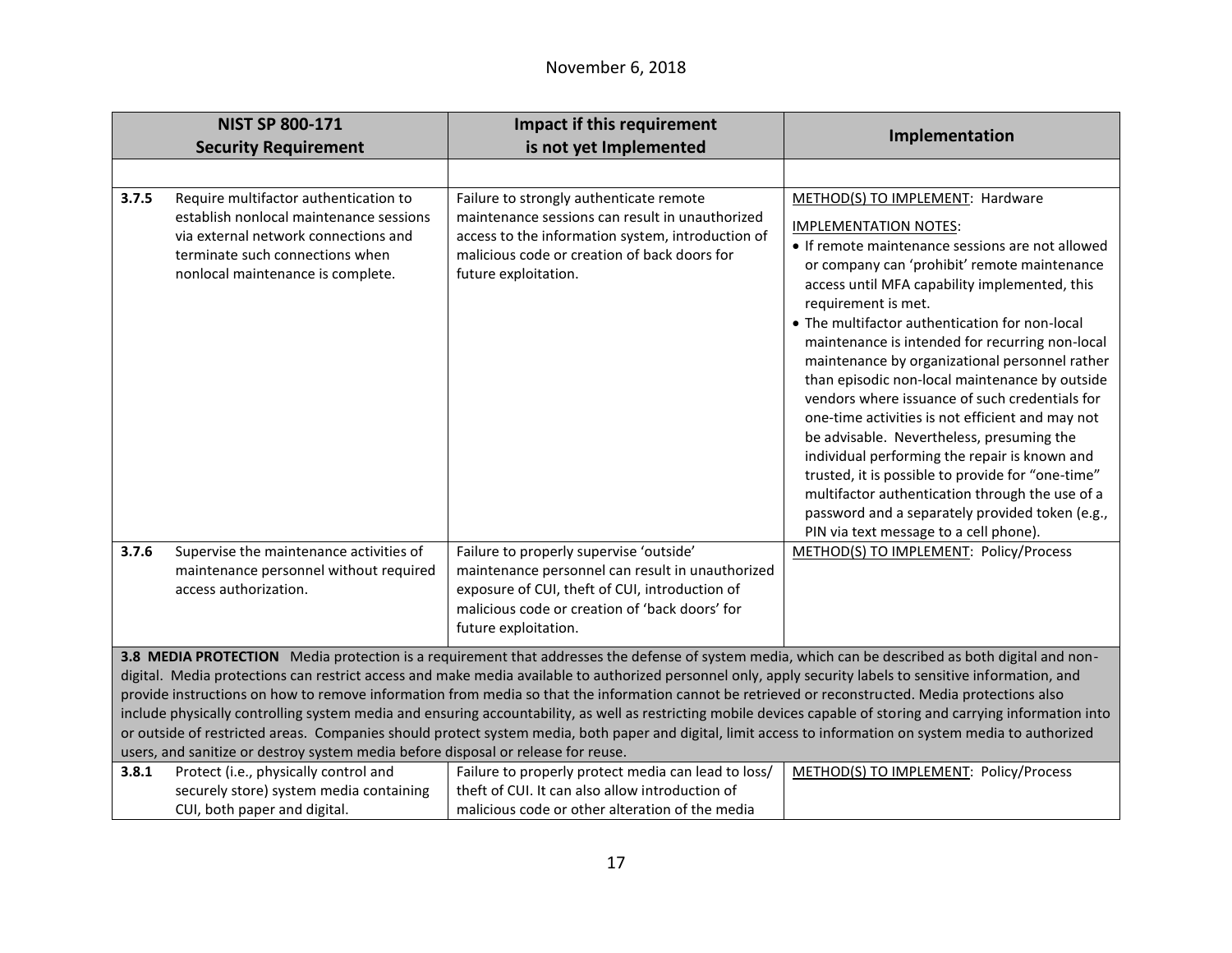November 6, 2018

| NIST SP 800-171 Security Requirement | | Impact if this requirement is not yet Implemented | Implementation |
|---|---|---|---|
| | | | |
| **3.7.5** | Require multifactor authentication to establish nonlocal maintenance sessions via external network connections and terminate such connections when nonlocal maintenance is complete. | Failure to strongly authenticate remote maintenance sessions can result in unauthorized access to the information system, introduction of malicious code or creation of back doors for future exploitation. | METHOD(S) TO IMPLEMENT: Hardware<br><br>IMPLEMENTATION NOTES:<br>• If remote maintenance sessions are not allowed or company can 'prohibit' remote maintenance access until MFA capability implemented, this requirement is met.<br>• The multifactor authentication for non-local maintenance is intended for recurring non-local maintenance by organizational personnel rather than episodic non-local maintenance by outside vendors where issuance of such credentials for one-time activities is not efficient and may not be advisable. Nevertheless, presuming the individual performing the repair is known and trusted, it is possible to provide for "one-time" multifactor authentication through the use of a password and a separately provided token (e.g., PIN via text message to a cell phone). |
| **3.7.6** | Supervise the maintenance activities of maintenance personnel without required access authorization. | Failure to properly supervise 'outside' maintenance personnel can result in unauthorized exposure of CUI, theft of CUI, introduction of malicious code or creation of 'back doors' for future exploitation. | METHOD(S) TO IMPLEMENT: Policy/Process |
| **3.8 MEDIA PROTECTION** Media protection is a requirement that addresses the defense of system media, which can be described as both digital and non-digital. Media protections can restrict access and make media available to authorized personnel only, apply security labels to sensitive information, and provide instructions on how to remove information from media so that the information cannot be retrieved or reconstructed. Media protections also include physically controlling system media and ensuring accountability, as well as restricting mobile devices capable of storing and carrying information into or outside of restricted areas. Companies should protect system media, both paper and digital, limit access to information on system media to authorized users, and sanitize or destroy system media before disposal or release for reuse. | | | |
| **3.8.1** | Protect (i.e., physically control and securely store) system media containing CUI, both paper and digital. | Failure to properly protect media can lead to loss/ theft of CUI. It can also allow introduction of malicious code or other alteration of the media | METHOD(S) TO IMPLEMENT: Policy/Process |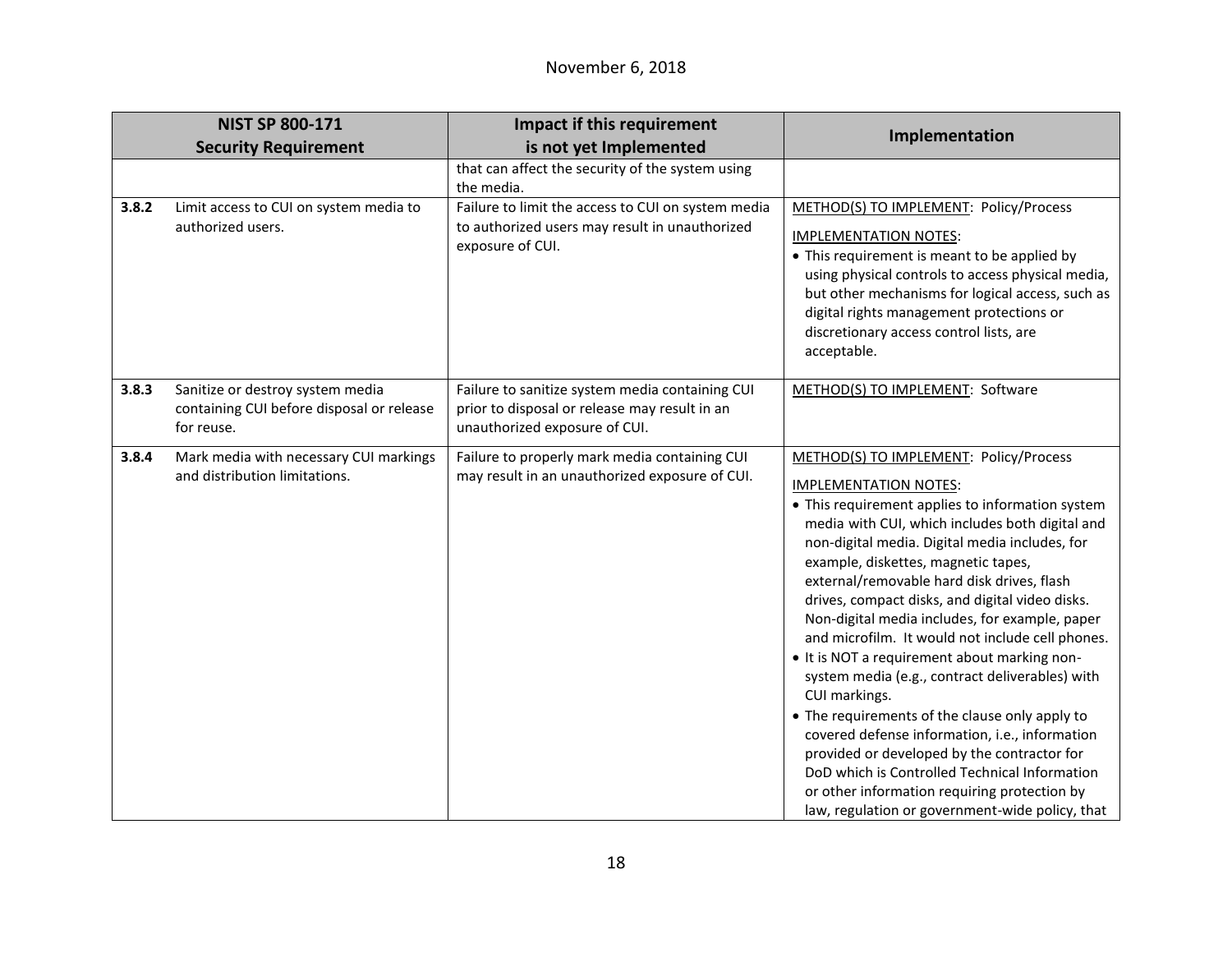November 6, 2018

| NIST SP 800-171 Security Requirement | | Impact if this requirement is not yet Implemented | Implementation |
|---|---|---|---|
| | | that can affect the security of the system using the media. | |
| **3.8.2** | Limit access to CUI on system media to authorized users. | Failure to limit the access to CUI on system media to authorized users may result in unauthorized exposure of CUI. | METHOD(S) TO IMPLEMENT: Policy/Process<br><br>IMPLEMENTATION NOTES:<br>• This requirement is meant to be applied by using physical controls to access physical media, but other mechanisms for logical access, such as digital rights management protections or discretionary access control lists, are acceptable. |
| **3.8.3** | Sanitize or destroy system media containing CUI before disposal or release for reuse. | Failure to sanitize system media containing CUI prior to disposal or release may result in an unauthorized exposure of CUI. | METHOD(S) TO IMPLEMENT: Software |
| **3.8.4** | Mark media with necessary CUI markings and distribution limitations. | Failure to properly mark media containing CUI may result in an unauthorized exposure of CUI. | METHOD(S) TO IMPLEMENT: Policy/Process<br><br>IMPLEMENTATION NOTES:<br>• This requirement applies to information system media with CUI, which includes both digital and non-digital media. Digital media includes, for example, diskettes, magnetic tapes, external/removable hard disk drives, flash drives, compact disks, and digital video disks. Non-digital media includes, for example, paper and microfilm. It would not include cell phones.<br>• It is NOT a requirement about marking non-system media (e.g., contract deliverables) with CUI markings.<br>• The requirements of the clause only apply to covered defense information, i.e., information provided or developed by the contractor for DoD which is Controlled Technical Information or other information requiring protection by law, regulation or government-wide policy, that |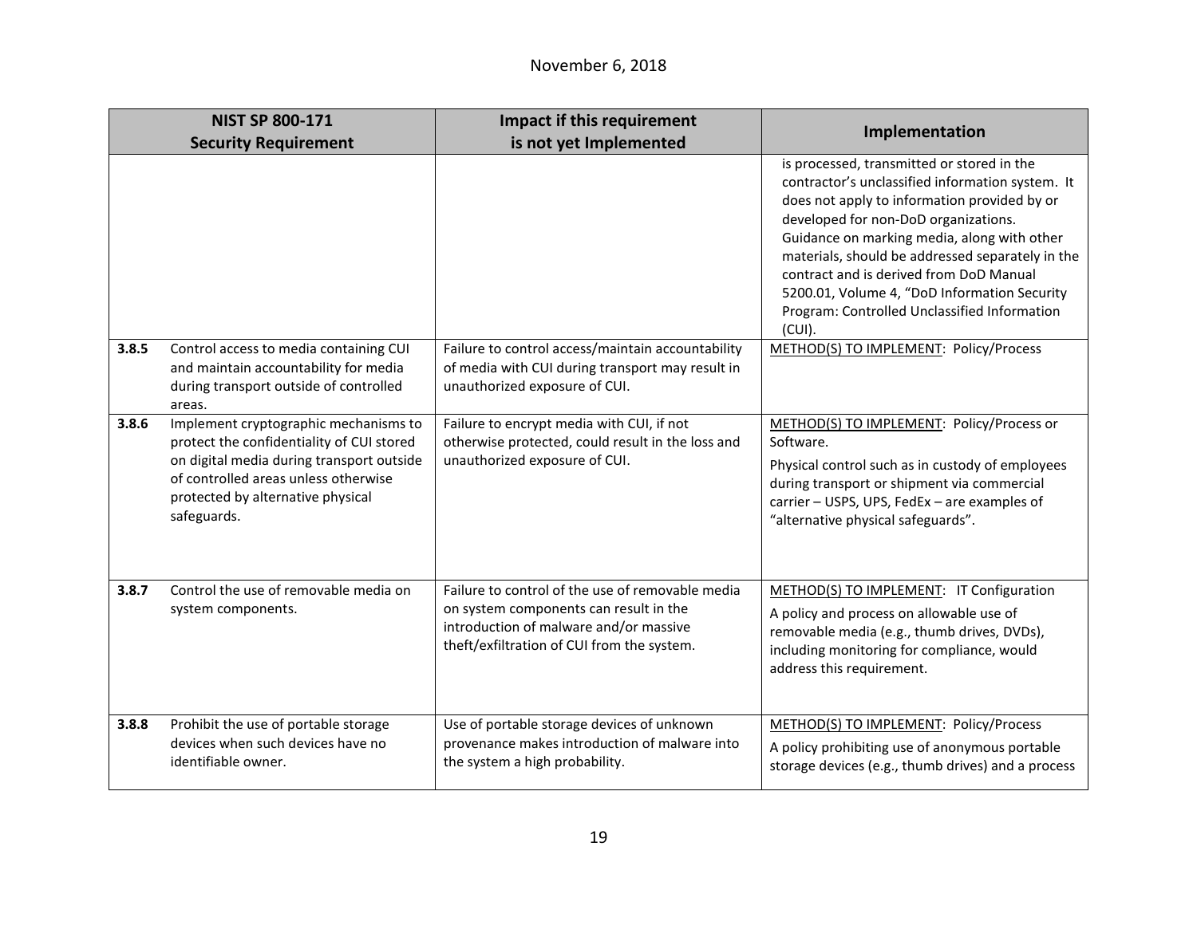| NIST SP 800-171 Security Requirement | Impact if this requirement is not yet Implemented | Implementation |
|---|---|---|
| | | is processed, transmitted or stored in the contractor's unclassified information system. It does not apply to information provided by or developed for non-DoD organizations. Guidance on marking media, along with other materials, should be addressed separately in the contract and is derived from DoD Manual 5200.01, Volume 4, "DoD Information Security Program: Controlled Unclassified Information (CUI). |
| **3.8.5** Control access to media containing CUI and maintain accountability for media during transport outside of controlled areas. | Failure to control access/maintain accountability of media with CUI during transport may result in unauthorized exposure of CUI. | METHOD(S) TO IMPLEMENT: Policy/Process |
| **3.8.6** Implement cryptographic mechanisms to protect the confidentiality of CUI stored on digital media during transport outside of controlled areas unless otherwise protected by alternative physical safeguards. | Failure to encrypt media with CUI, if not otherwise protected, could result in the loss and unauthorized exposure of CUI. | METHOD(S) TO IMPLEMENT: Policy/Process or Software.<br>Physical control such as in custody of employees during transport or shipment via commercial carrier – USPS, UPS, FedEx – are examples of "alternative physical safeguards". |
| **3.8.7** Control the use of removable media on system components. | Failure to control of the use of removable media on system components can result in the introduction of malware and/or massive theft/exfiltration of CUI from the system. | METHOD(S) TO IMPLEMENT: IT Configuration<br>A policy and process on allowable use of removable media (e.g., thumb drives, DVDs), including monitoring for compliance, would address this requirement. |
| **3.8.8** Prohibit the use of portable storage devices when such devices have no identifiable owner. | Use of portable storage devices of unknown provenance makes introduction of malware into the system a high probability. | METHOD(S) TO IMPLEMENT: Policy/Process<br>A policy prohibiting use of anonymous portable storage devices (e.g., thumb drives) and a process |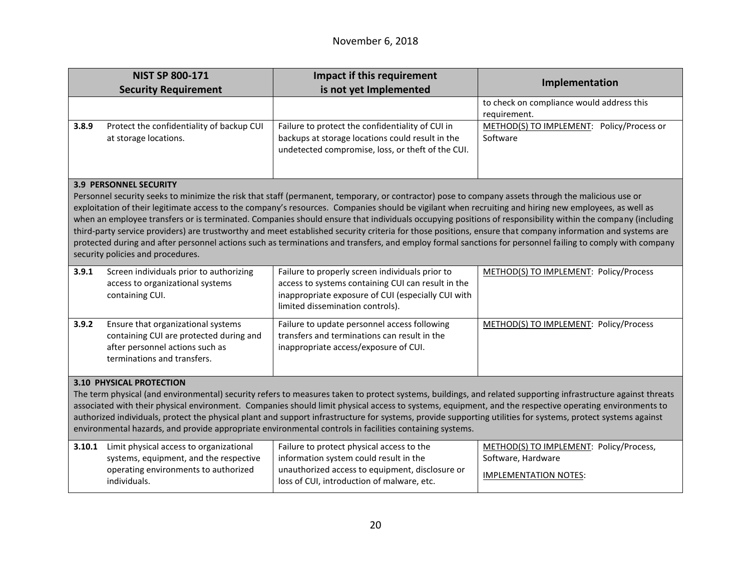| NIST SP 800-171 Security Requirement | | Impact if this requirement is not yet Implemented | Implementation |
|---|---|---|---|
| | | | to check on compliance would address this requirement. |
| **3.8.9** | Protect the confidentiality of backup CUI at storage locations. | Failure to protect the confidentiality of CUI in backups at storage locations could result in the undetected compromise, loss, or theft of the CUI. | METHOD(S) TO IMPLEMENT: Policy/Process or Software |

**3.9 PERSONNEL SECURITY**

Personnel security seeks to minimize the risk that staff (permanent, temporary, or contractor) pose to company assets through the malicious use or exploitation of their legitimate access to the company's resources. Companies should be vigilant when recruiting and hiring new employees, as well as when an employee transfers or is terminated. Companies should ensure that individuals occupying positions of responsibility within the company (including third-party service providers) are trustworthy and meet established security criteria for those positions, ensure that company information and systems are protected during and after personnel actions such as terminations and transfers, and employ formal sanctions for personnel failing to comply with company security policies and procedures.

| NIST SP 800-171 Security Requirement | | Impact if this requirement is not yet Implemented | Implementation |
|---|---|---|---|
| **3.9.1** | Screen individuals prior to authorizing access to organizational systems containing CUI. | Failure to properly screen individuals prior to access to systems containing CUI can result in the inappropriate exposure of CUI (especially CUI with limited dissemination controls). | METHOD(S) TO IMPLEMENT: Policy/Process |
| **3.9.2** | Ensure that organizational systems containing CUI are protected during and after personnel actions such as terminations and transfers. | Failure to update personnel access following transfers and terminations can result in the inappropriate access/exposure of CUI. | METHOD(S) TO IMPLEMENT: Policy/Process |

**3.10 PHYSICAL PROTECTION**

The term physical (and environmental) security refers to measures taken to protect systems, buildings, and related supporting infrastructure against threats associated with their physical environment. Companies should limit physical access to systems, equipment, and the respective operating environments to authorized individuals, protect the physical plant and support infrastructure for systems, provide supporting utilities for systems, protect systems against environmental hazards, and provide appropriate environmental controls in facilities containing systems.

| NIST SP 800-171 Security Requirement | | Impact if this requirement is not yet Implemented | Implementation |
|---|---|---|---|
| **3.10.1** | Limit physical access to organizational systems, equipment, and the respective operating environments to authorized individuals. | Failure to protect physical access to the information system could result in the unauthorized access to equipment, disclosure or loss of CUI, introduction of malware, etc. | METHOD(S) TO IMPLEMENT: Policy/Process, Software, Hardware<br><br>IMPLEMENTATION NOTES: |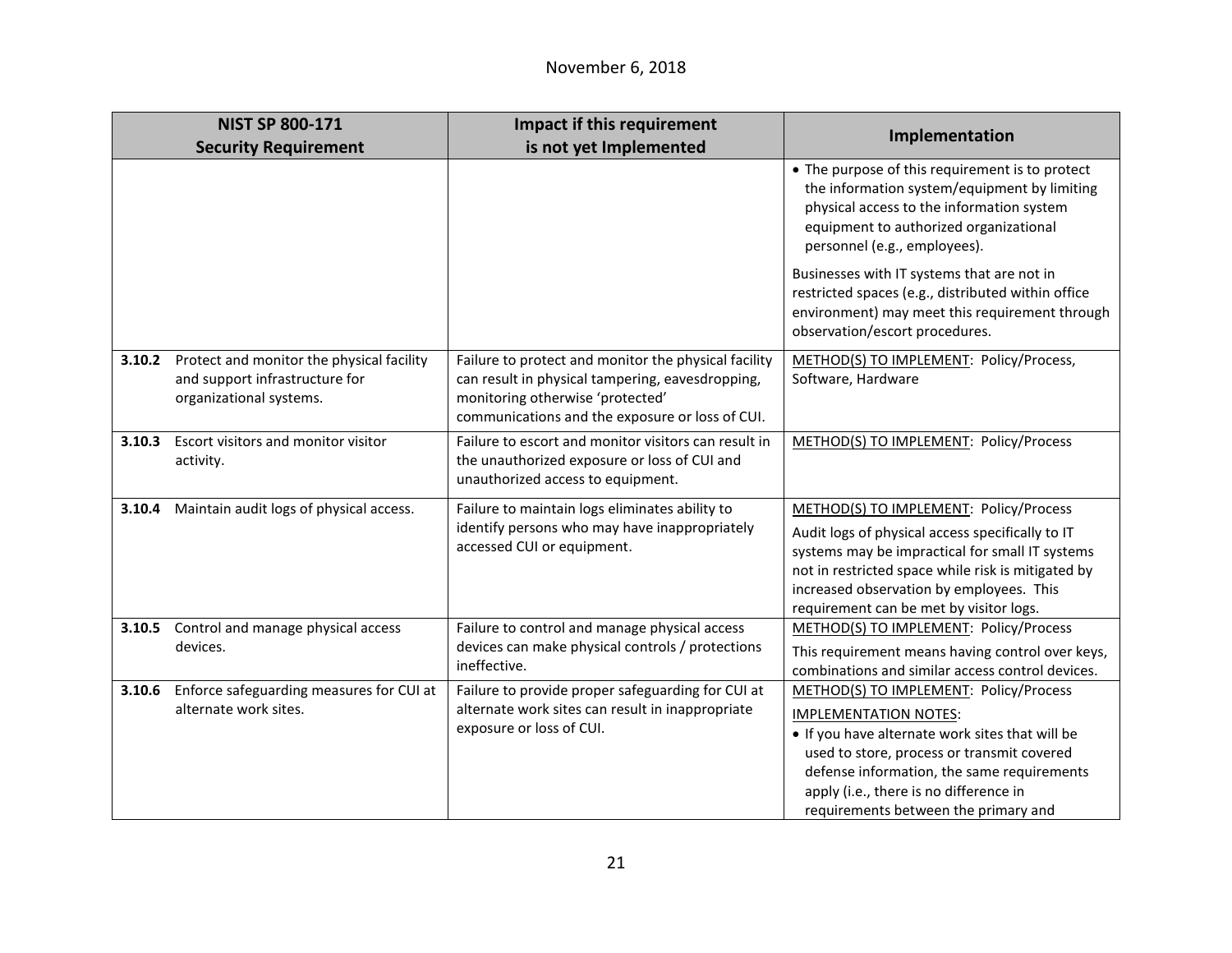| NIST SP 800-171 Security Requirement | Impact if this requirement is not yet Implemented | Implementation |
|---|---|---|
| | | • The purpose of this requirement is to protect the information system/equipment by limiting physical access to the information system equipment to authorized organizational personnel (e.g., employees).<br><br>Businesses with IT systems that are not in restricted spaces (e.g., distributed within office environment) may meet this requirement through observation/escort procedures. |
| **3.10.2** Protect and monitor the physical facility and support infrastructure for organizational systems. | Failure to protect and monitor the physical facility can result in physical tampering, eavesdropping, monitoring otherwise 'protected' communications and the exposure or loss of CUI. | METHOD(S) TO IMPLEMENT: Policy/Process, Software, Hardware |
| **3.10.3** Escort visitors and monitor visitor activity. | Failure to escort and monitor visitors can result in the unauthorized exposure or loss of CUI and unauthorized access to equipment. | METHOD(S) TO IMPLEMENT: Policy/Process |
| **3.10.4** Maintain audit logs of physical access. | Failure to maintain logs eliminates ability to identify persons who may have inappropriately accessed CUI or equipment. | METHOD(S) TO IMPLEMENT: Policy/Process<br><br>Audit logs of physical access specifically to IT systems may be impractical for small IT systems not in restricted space while risk is mitigated by increased observation by employees. This requirement can be met by visitor logs. |
| **3.10.5** Control and manage physical access devices. | Failure to control and manage physical access devices can make physical controls / protections ineffective. | METHOD(S) TO IMPLEMENT: Policy/Process<br><br>This requirement means having control over keys, combinations and similar access control devices. |
| **3.10.6** Enforce safeguarding measures for CUI at alternate work sites. | Failure to provide proper safeguarding for CUI at alternate work sites can result in inappropriate exposure or loss of CUI. | METHOD(S) TO IMPLEMENT: Policy/Process<br><br>IMPLEMENTATION NOTES:<br>• If you have alternate work sites that will be used to store, process or transmit covered defense information, the same requirements apply (i.e., there is no difference in requirements between the primary and |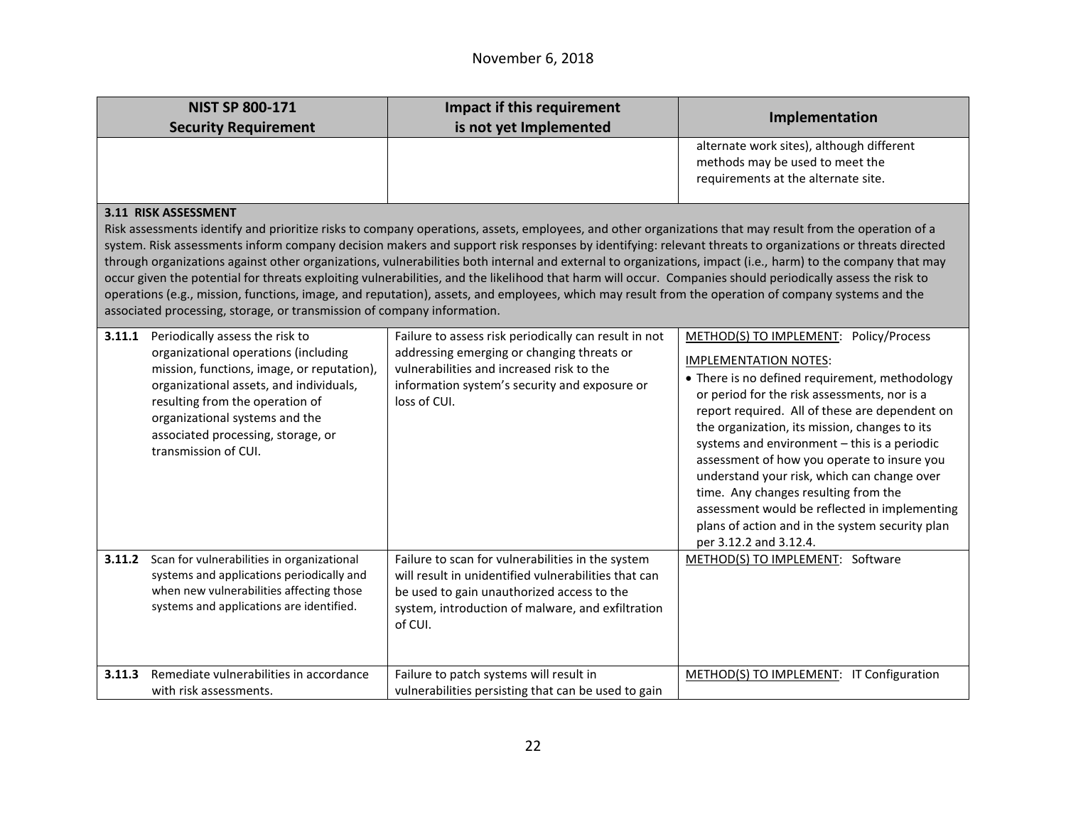| NIST SP 800-171 Security Requirement | Impact if this requirement is not yet Implemented | Implementation |
|---|---|---|
| | | alternate work sites), although different methods may be used to meet the requirements at the alternate site. |
| **3.11 RISK ASSESSMENT**<br>Risk assessments identify and prioritize risks to company operations, assets, employees, and other organizations that may result from the operation of a system. Risk assessments inform company decision makers and support risk responses by identifying: relevant threats to organizations or threats directed through organizations against other organizations, vulnerabilities both internal and external to organizations, impact (i.e., harm) to the company that may occur given the potential for threats exploiting vulnerabilities, and the likelihood that harm will occur. Companies should periodically assess the risk to operations (e.g., mission, functions, image, and reputation), assets, and employees, which may result from the operation of company systems and the associated processing, storage, or transmission of company information. | | |
| **3.11.1** Periodically assess the risk to organizational operations (including mission, functions, image, or reputation), organizational assets, and individuals, resulting from the operation of organizational systems and the associated processing, storage, or transmission of CUI. | Failure to assess risk periodically can result in not addressing emerging or changing threats or vulnerabilities and increased risk to the information system's security and exposure or loss of CUI. | METHOD(S) TO IMPLEMENT: Policy/Process<br>IMPLEMENTATION NOTES:<br>• There is no defined requirement, methodology or period for the risk assessments, nor is a report required. All of these are dependent on the organization, its mission, changes to its systems and environment – this is a periodic assessment of how you operate to insure you understand your risk, which can change over time. Any changes resulting from the assessment would be reflected in implementing plans of action and in the system security plan per 3.12.2 and 3.12.4. |
| **3.11.2** Scan for vulnerabilities in organizational systems and applications periodically and when new vulnerabilities affecting those systems and applications are identified. | Failure to scan for vulnerabilities in the system will result in unidentified vulnerabilities that can be used to gain unauthorized access to the system, introduction of malware, and exfiltration of CUI. | METHOD(S) TO IMPLEMENT: Software |
| **3.11.3** Remediate vulnerabilities in accordance with risk assessments. | Failure to patch systems will result in vulnerabilities persisting that can be used to gain | METHOD(S) TO IMPLEMENT: IT Configuration |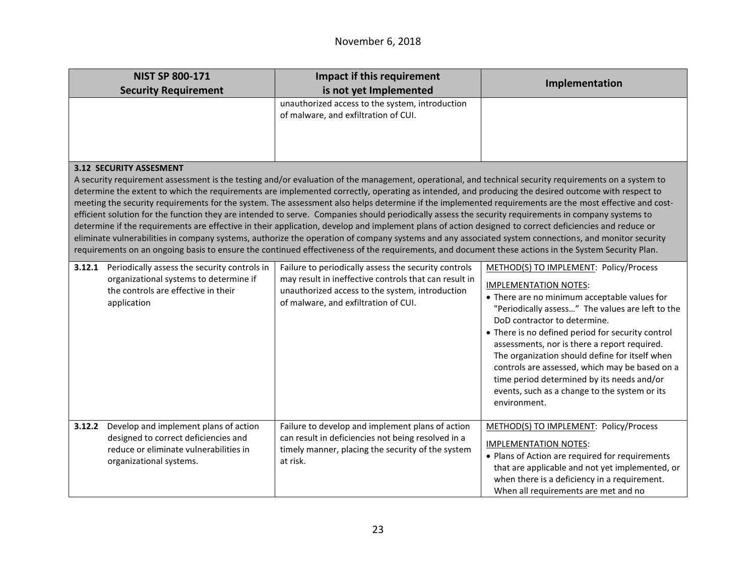| NIST SP 800-171 Security Requirement | Impact if this requirement is not yet Implemented | Implementation |
|---|---|---|
| | unauthorized access to the system, introduction of malware, and exfiltration of CUI. | |
| **3.12 SECURITY ASSESMENT**<br>A security requirement assessment is the testing and/or evaluation of the management, operational, and technical security requirements on a system to determine the extent to which the requirements are implemented correctly, operating as intended, and producing the desired outcome with respect to meeting the security requirements for the system. The assessment also helps determine if the implemented requirements are the most effective and cost-efficient solution for the function they are intended to serve. Companies should periodically assess the security requirements in company systems to determine if the requirements are effective in their application, develop and implement plans of action designed to correct deficiencies and reduce or eliminate vulnerabilities in company systems, authorize the operation of company systems and any associated system connections, and monitor security requirements on an ongoing basis to ensure the continued effectiveness of the requirements, and document these actions in the System Security Plan. | | |
| **3.12.1** Periodically assess the security controls in organizational systems to determine if the controls are effective in their application | Failure to periodically assess the security controls may result in ineffective controls that can result in unauthorized access to the system, introduction of malware, and exfiltration of CUI. | METHOD(S) TO IMPLEMENT: Policy/Process<br><br>IMPLEMENTATION NOTES:<br>• There are no minimum acceptable values for "Periodically assess…" The values are left to the DoD contractor to determine.<br>• There is no defined period for security control assessments, nor is there a report required. The organization should define for itself when controls are assessed, which may be based on a time period determined by its needs and/or events, such as a change to the system or its environment. |
| **3.12.2** Develop and implement plans of action designed to correct deficiencies and reduce or eliminate vulnerabilities in organizational systems. | Failure to develop and implement plans of action can result in deficiencies not being resolved in a timely manner, placing the security of the system at risk. | METHOD(S) TO IMPLEMENT: Policy/Process<br><br>IMPLEMENTATION NOTES:<br>• Plans of Action are required for requirements that are applicable and not yet implemented, or when there is a deficiency in a requirement. When all requirements are met and no |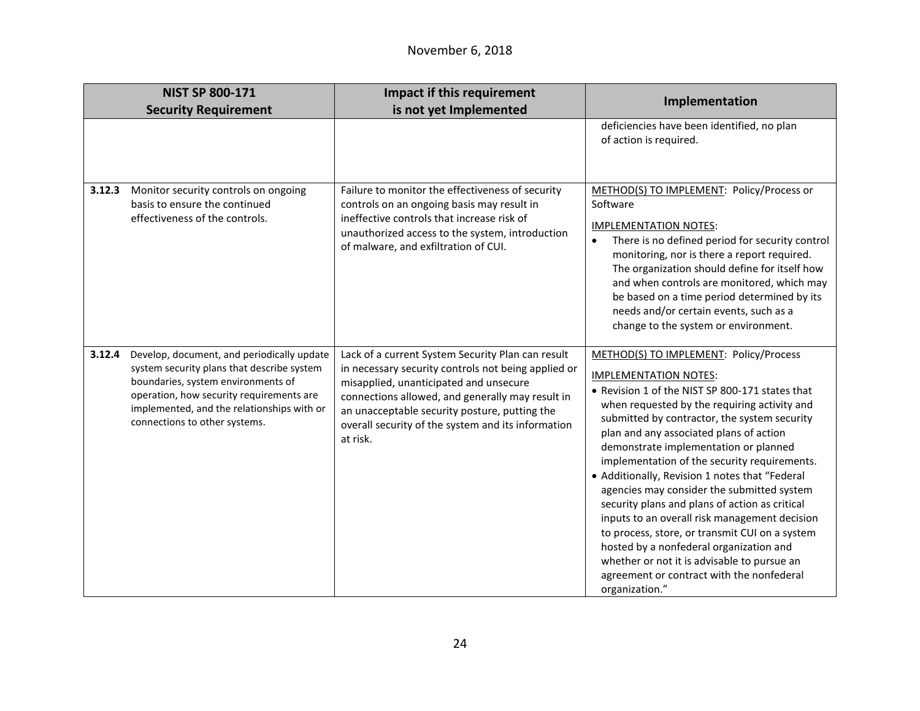November 6, 2018

| NIST SP 800-171 Security Requirement | Impact if this requirement is not yet Implemented | Implementation |
|---|---|---|
| | | deficiencies have been identified, no plan of action is required. |
| **3.12.3** Monitor security controls on ongoing basis to ensure the continued effectiveness of the controls. | Failure to monitor the effectiveness of security controls on an ongoing basis may result in ineffective controls that increase risk of unauthorized access to the system, introduction of malware, and exfiltration of CUI. | METHOD(S) TO IMPLEMENT: Policy/Process or Software<br><br>IMPLEMENTATION NOTES:<br>• There is no defined period for security control monitoring, nor is there a report required. The organization should define for itself how and when controls are monitored, which may be based on a time period determined by its needs and/or certain events, such as a change to the system or environment. |
| **3.12.4** Develop, document, and periodically update system security plans that describe system boundaries, system environments of operation, how security requirements are implemented, and the relationships with or connections to other systems. | Lack of a current System Security Plan can result in necessary security controls not being applied or misapplied, unanticipated and unsecure connections allowed, and generally may result in an unacceptable security posture, putting the overall security of the system and its information at risk. | METHOD(S) TO IMPLEMENT: Policy/Process<br><br>IMPLEMENTATION NOTES:<br>• Revision 1 of the NIST SP 800-171 states that when requested by the requiring activity and submitted by contractor, the system security plan and any associated plans of action demonstrate implementation or planned implementation of the security requirements.<br>• Additionally, Revision 1 notes that "Federal agencies may consider the submitted system security plans and plans of action as critical inputs to an overall risk management decision to process, store, or transmit CUI on a system hosted by a nonfederal organization and whether or not it is advisable to pursue an agreement or contract with the nonfederal organization." |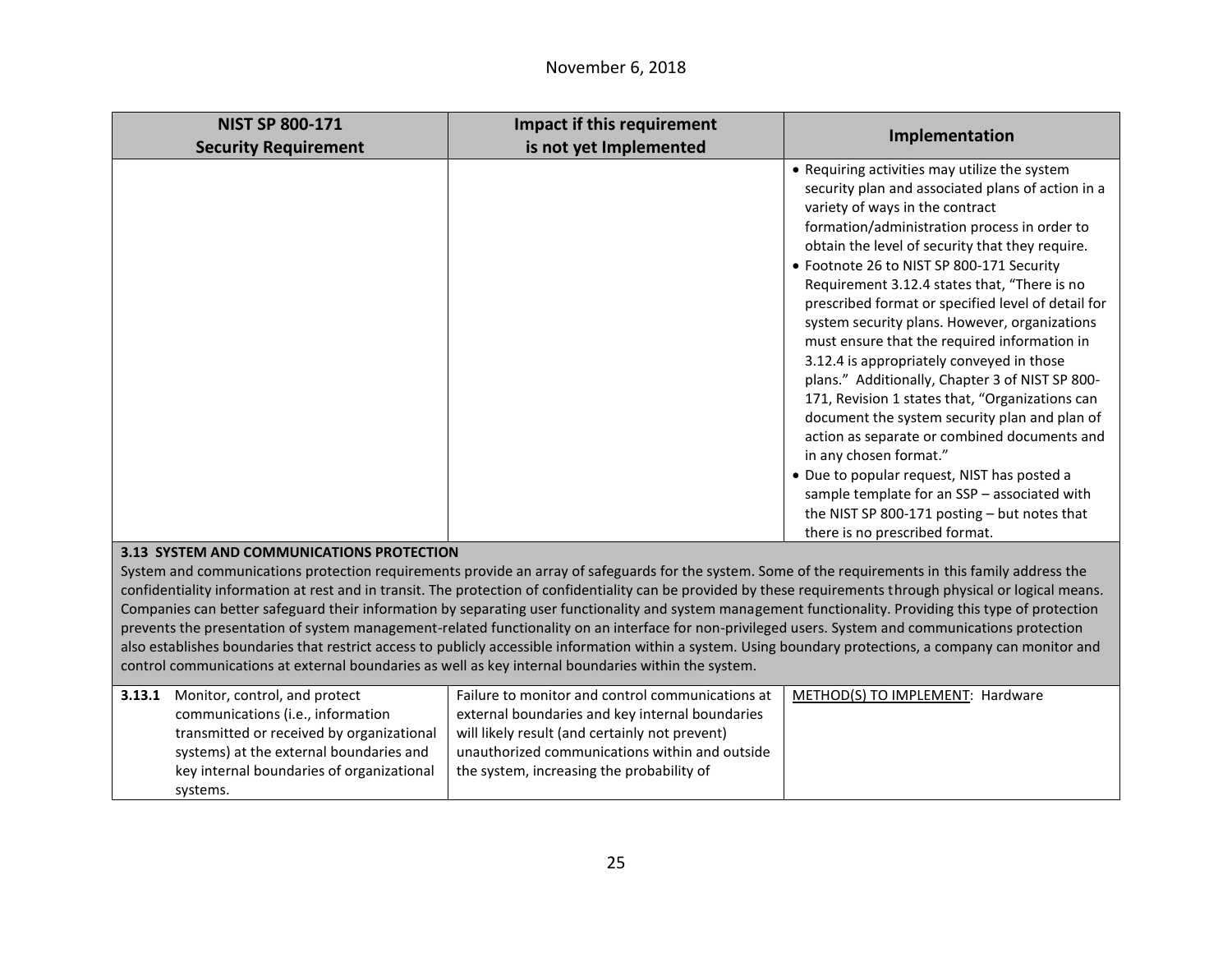| NIST SP 800-171 Security Requirement | Impact if this requirement is not yet Implemented | Implementation |
|---|---|---|
| | | • Requiring activities may utilize the system security plan and associated plans of action in a variety of ways in the contract formation/administration process in order to obtain the level of security that they require.<br>• Footnote 26 to NIST SP 800-171 Security Requirement 3.12.4 states that, "There is no prescribed format or specified level of detail for system security plans. However, organizations must ensure that the required information in 3.12.4 is appropriately conveyed in those plans." Additionally, Chapter 3 of NIST SP 800-171, Revision 1 states that, "Organizations can document the system security plan and plan of action as separate or combined documents and in any chosen format."<br>• Due to popular request, NIST has posted a sample template for an SSP – associated with the NIST SP 800-171 posting – but notes that there is no prescribed format. |
| **3.13 SYSTEM AND COMMUNICATIONS PROTECTION**<br>System and communications protection requirements provide an array of safeguards for the system. Some of the requirements in this family address the confidentiality information at rest and in transit. The protection of confidentiality can be provided by these requirements through physical or logical means. Companies can better safeguard their information by separating user functionality and system management functionality. Providing this type of protection prevents the presentation of system management-related functionality on an interface for non-privileged users. System and communications protection also establishes boundaries that restrict access to publicly accessible information within a system. Using boundary protections, a company can monitor and control communications at external boundaries as well as key internal boundaries within the system. | | |
| **3.13.1** Monitor, control, and protect communications (i.e., information transmitted or received by organizational systems) at the external boundaries and key internal boundaries of organizational systems. | Failure to monitor and control communications at external boundaries and key internal boundaries will likely result (and certainly not prevent) unauthorized communications within and outside the system, increasing the probability of | METHOD(S) TO IMPLEMENT: Hardware |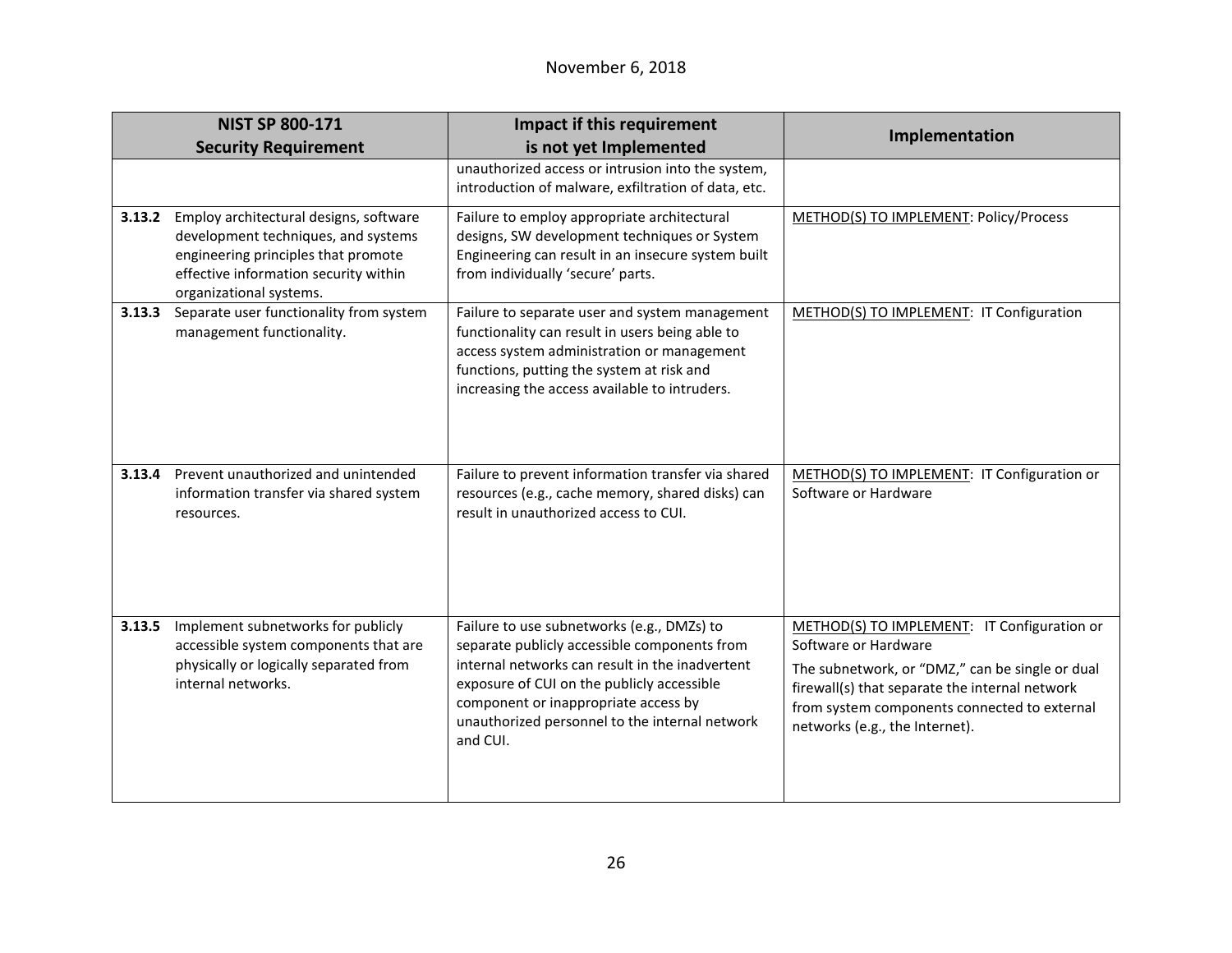| NIST SP 800-171 Security Requirement | Impact if this requirement is not yet Implemented | Implementation |
|---|---|---|
| | unauthorized access or intrusion into the system, introduction of malware, exfiltration of data, etc. | |
| **3.13.2** Employ architectural designs, software development techniques, and systems engineering principles that promote effective information security within organizational systems. | Failure to employ appropriate architectural designs, SW development techniques or System Engineering can result in an insecure system built from individually 'secure' parts. | METHOD(S) TO IMPLEMENT: Policy/Process |
| **3.13.3** Separate user functionality from system management functionality. | Failure to separate user and system management functionality can result in users being able to access system administration or management functions, putting the system at risk and increasing the access available to intruders. | METHOD(S) TO IMPLEMENT: IT Configuration |
| **3.13.4** Prevent unauthorized and unintended information transfer via shared system resources. | Failure to prevent information transfer via shared resources (e.g., cache memory, shared disks) can result in unauthorized access to CUI. | METHOD(S) TO IMPLEMENT: IT Configuration or Software or Hardware |
| **3.13.5** Implement subnetworks for publicly accessible system components that are physically or logically separated from internal networks. | Failure to use subnetworks (e.g., DMZs) to separate publicly accessible components from internal networks can result in the inadvertent exposure of CUI on the publicly accessible component or inappropriate access by unauthorized personnel to the internal network and CUI. | METHOD(S) TO IMPLEMENT: IT Configuration or Software or Hardware<br><br>The subnetwork, or "DMZ," can be single or dual firewall(s) that separate the internal network from system components connected to external networks (e.g., the Internet). |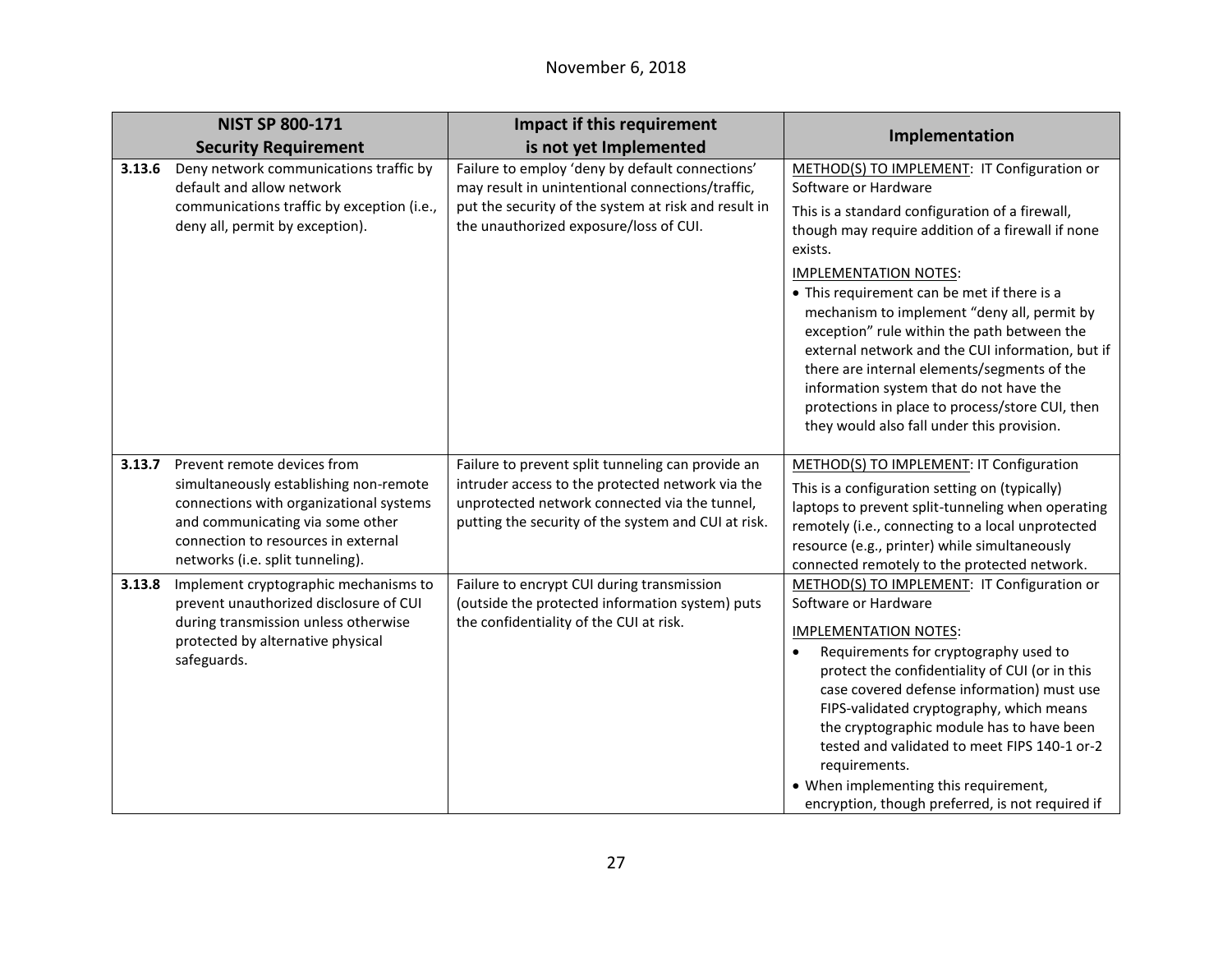November 6, 2018

| NIST SP 800-171 Security Requirement | Impact if this requirement is not yet Implemented | Implementation |
|---|---|---|
| **3.13.6** Deny network communications traffic by default and allow network communications traffic by exception (i.e., deny all, permit by exception). | Failure to employ 'deny by default connections' may result in unintentional connections/traffic, put the security of the system at risk and result in the unauthorized exposure/loss of CUI. | METHOD(S) TO IMPLEMENT: IT Configuration or Software or Hardware<br><br>This is a standard configuration of a firewall, though may require addition of a firewall if none exists.<br><br>IMPLEMENTATION NOTES:<br>• This requirement can be met if there is a mechanism to implement "deny all, permit by exception" rule within the path between the external network and the CUI information, but if there are internal elements/segments of the information system that do not have the protections in place to process/store CUI, then they would also fall under this provision. |
| **3.13.7** Prevent remote devices from simultaneously establishing non-remote connections with organizational systems and communicating via some other connection to resources in external networks (i.e. split tunneling). | Failure to prevent split tunneling can provide an intruder access to the protected network via the unprotected network connected via the tunnel, putting the security of the system and CUI at risk. | METHOD(S) TO IMPLEMENT: IT Configuration<br><br>This is a configuration setting on (typically) laptops to prevent split-tunneling when operating remotely (i.e., connecting to a local unprotected resource (e.g., printer) while simultaneously connected remotely to the protected network. |
| **3.13.8** Implement cryptographic mechanisms to prevent unauthorized disclosure of CUI during transmission unless otherwise protected by alternative physical safeguards. | Failure to encrypt CUI during transmission (outside the protected information system) puts the confidentiality of the CUI at risk. | METHOD(S) TO IMPLEMENT: IT Configuration or Software or Hardware<br><br>IMPLEMENTATION NOTES:<br>• Requirements for cryptography used to protect the confidentiality of CUI (or in this case covered defense information) must use FIPS-validated cryptography, which means the cryptographic module has to have been tested and validated to meet FIPS 140-1 or-2 requirements.<br>• When implementing this requirement, encryption, though preferred, is not required if |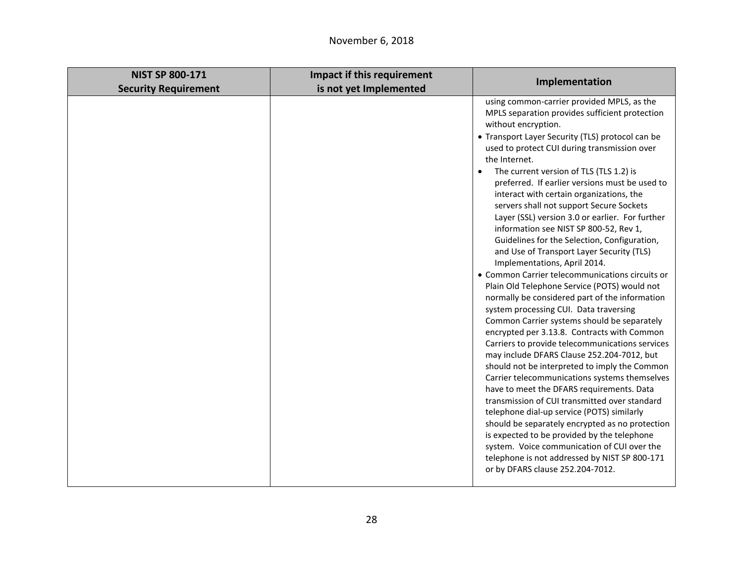| NIST SP 800-171 Security Requirement | Impact if this requirement is not yet Implemented | Implementation |
|---|---|---|
| | | using common-carrier provided MPLS, as the MPLS separation provides sufficient protection without encryption.<br>• Transport Layer Security (TLS) protocol can be used to protect CUI during transmission over the Internet.<br>• The current version of TLS (TLS 1.2) is preferred. If earlier versions must be used to interact with certain organizations, the servers shall not support Secure Sockets Layer (SSL) version 3.0 or earlier. For further information see NIST SP 800-52, Rev 1, Guidelines for the Selection, Configuration, and Use of Transport Layer Security (TLS) Implementations, April 2014.<br>• Common Carrier telecommunications circuits or Plain Old Telephone Service (POTS) would not normally be considered part of the information system processing CUI. Data traversing Common Carrier systems should be separately encrypted per 3.13.8. Contracts with Common Carriers to provide telecommunications services may include DFARS Clause 252.204-7012, but should not be interpreted to imply the Common Carrier telecommunications systems themselves have to meet the DFARS requirements. Data transmission of CUI transmitted over standard telephone dial-up service (POTS) similarly should be separately encrypted as no protection is expected to be provided by the telephone system. Voice communication of CUI over the telephone is not addressed by NIST SP 800-171 or by DFARS clause 252.204-7012. |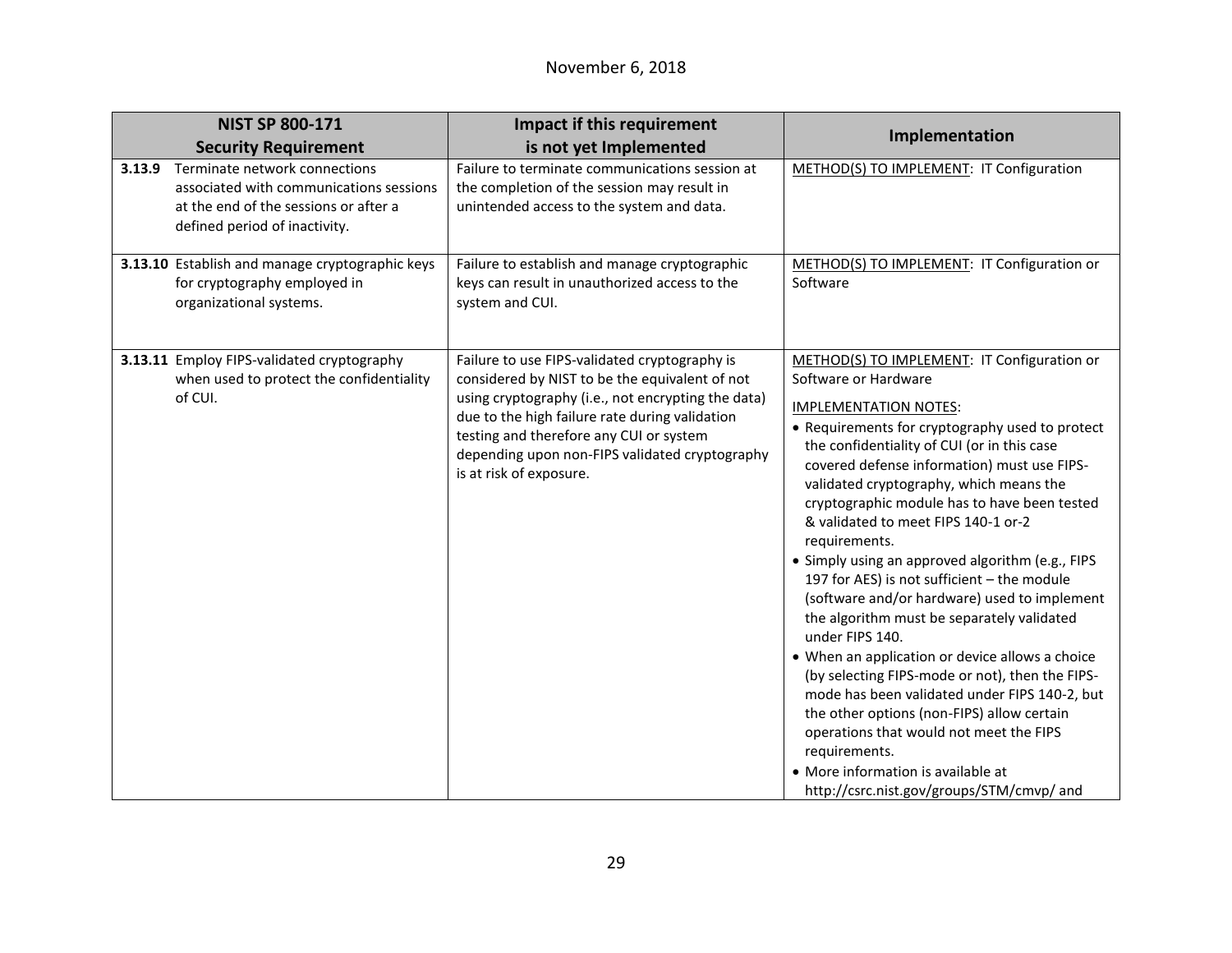November 6, 2018

| NIST SP 800-171 Security Requirement | Impact if this requirement is not yet Implemented | Implementation |
| --- | --- | --- |
| **3.13.9** Terminate network connections associated with communications sessions at the end of the sessions or after a defined period of inactivity. | Failure to terminate communications session at the completion of the session may result in unintended access to the system and data. | METHOD(S) TO IMPLEMENT: IT Configuration |
| **3.13.10** Establish and manage cryptographic keys for cryptography employed in organizational systems. | Failure to establish and manage cryptographic keys can result in unauthorized access to the system and CUI. | METHOD(S) TO IMPLEMENT: IT Configuration or Software |
| **3.13.11** Employ FIPS-validated cryptography when used to protect the confidentiality of CUI. | Failure to use FIPS-validated cryptography is considered by NIST to be the equivalent of not using cryptography (i.e., not encrypting the data) due to the high failure rate during validation testing and therefore any CUI or system depending upon non-FIPS validated cryptography is at risk of exposure. | METHOD(S) TO IMPLEMENT: IT Configuration or Software or Hardware<br><br>IMPLEMENTATION NOTES:<br>• Requirements for cryptography used to protect the confidentiality of CUI (or in this case covered defense information) must use FIPS-validated cryptography, which means the cryptographic module has to have been tested & validated to meet FIPS 140-1 or-2 requirements.<br>• Simply using an approved algorithm (e.g., FIPS 197 for AES) is not sufficient – the module (software and/or hardware) used to implement the algorithm must be separately validated under FIPS 140.<br>• When an application or device allows a choice (by selecting FIPS-mode or not), then the FIPS-mode has been validated under FIPS 140-2, but the other options (non-FIPS) allow certain operations that would not meet the FIPS requirements.<br>• More information is available at http://csrc.nist.gov/groups/STM/cmvp/ and |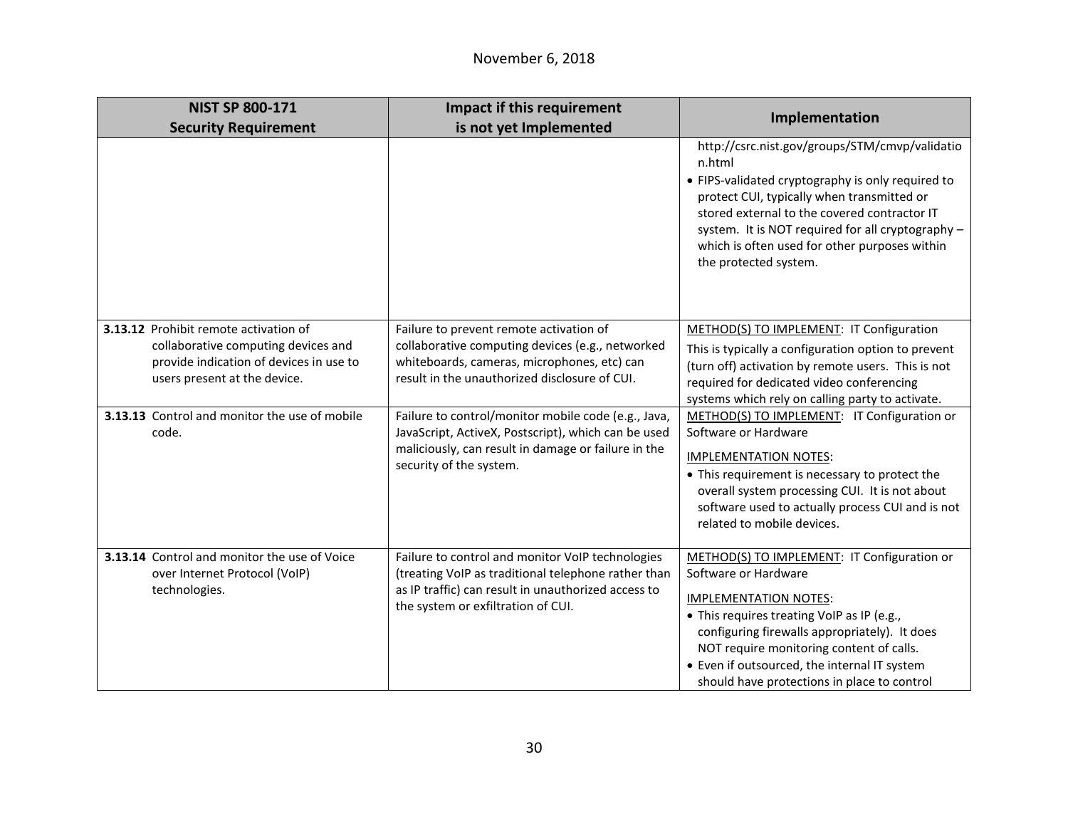| NIST SP 800-171 Security Requirement | Impact if this requirement is not yet Implemented | Implementation |
|---|---|---|
| | | http://csrc.nist.gov/groups/STM/cmvp/validation.html<br>• FIPS-validated cryptography is only required to protect CUI, typically when transmitted or stored external to the covered contractor IT system. It is NOT required for all cryptography – which is often used for other purposes within the protected system. |
| **3.13.12** Prohibit remote activation of collaborative computing devices and provide indication of devices in use to users present at the device. | Failure to prevent remote activation of collaborative computing devices (e.g., networked whiteboards, cameras, microphones, etc) can result in the unauthorized disclosure of CUI. | METHOD(S) TO IMPLEMENT: IT Configuration<br>This is typically a configuration option to prevent (turn off) activation by remote users. This is not required for dedicated video conferencing systems which rely on calling party to activate. |
| **3.13.13** Control and monitor the use of mobile code. | Failure to control/monitor mobile code (e.g., Java, JavaScript, ActiveX, Postscript), which can be used maliciously, can result in damage or failure in the security of the system. | METHOD(S) TO IMPLEMENT: IT Configuration or Software or Hardware<br>IMPLEMENTATION NOTES:<br>• This requirement is necessary to protect the overall system processing CUI. It is not about software used to actually process CUI and is not related to mobile devices. |
| **3.13.14** Control and monitor the use of Voice over Internet Protocol (VoIP) technologies. | Failure to control and monitor VoIP technologies (treating VoIP as traditional telephone rather than as IP traffic) can result in unauthorized access to the system or exfiltration of CUI. | METHOD(S) TO IMPLEMENT: IT Configuration or Software or Hardware<br>IMPLEMENTATION NOTES:<br>• This requires treating VoIP as IP (e.g., configuring firewalls appropriately). It does NOT require monitoring content of calls.<br>• Even if outsourced, the internal IT system should have protections in place to control |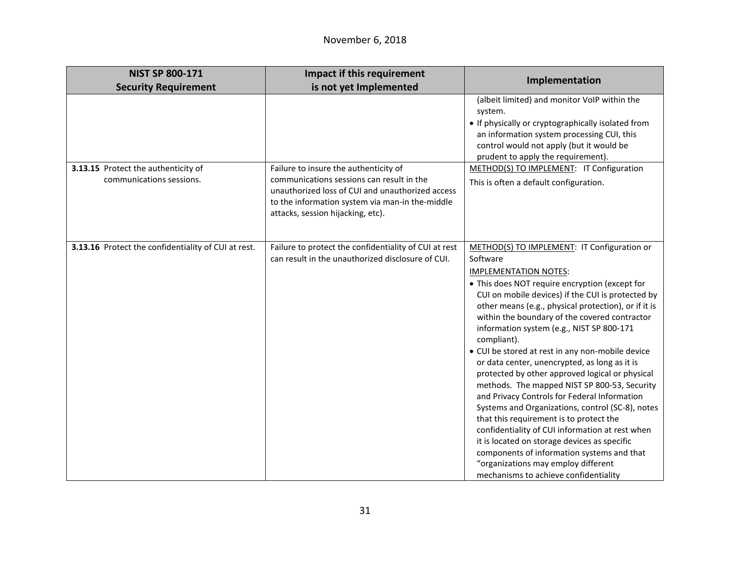| NIST SP 800-171 Security Requirement | Impact if this requirement is not yet Implemented | Implementation |
|---|---|---|
| | | (albeit limited) and monitor VoIP within the system.<br>• If physically or cryptographically isolated from an information system processing CUI, this control would not apply (but it would be prudent to apply the requirement). |
| **3.13.15** Protect the authenticity of communications sessions. | Failure to insure the authenticity of communications sessions can result in the unauthorized loss of CUI and unauthorized access to the information system via man-in the-middle attacks, session hijacking, etc). | METHOD(S) TO IMPLEMENT: IT Configuration<br>This is often a default configuration. |
| **3.13.16** Protect the confidentiality of CUI at rest. | Failure to protect the confidentiality of CUI at rest can result in the unauthorized disclosure of CUI. | METHOD(S) TO IMPLEMENT: IT Configuration or Software<br>IMPLEMENTATION NOTES:<br>• This does NOT require encryption (except for CUI on mobile devices) if the CUI is protected by other means (e.g., physical protection), or if it is within the boundary of the covered contractor information system (e.g., NIST SP 800-171 compliant).<br>• CUI be stored at rest in any non-mobile device or data center, unencrypted, as long as it is protected by other approved logical or physical methods. The mapped NIST SP 800-53, Security and Privacy Controls for Federal Information Systems and Organizations, control (SC-8), notes that this requirement is to protect the confidentiality of CUI information at rest when it is located on storage devices as specific components of information systems and that "organizations may employ different mechanisms to achieve confidentiality |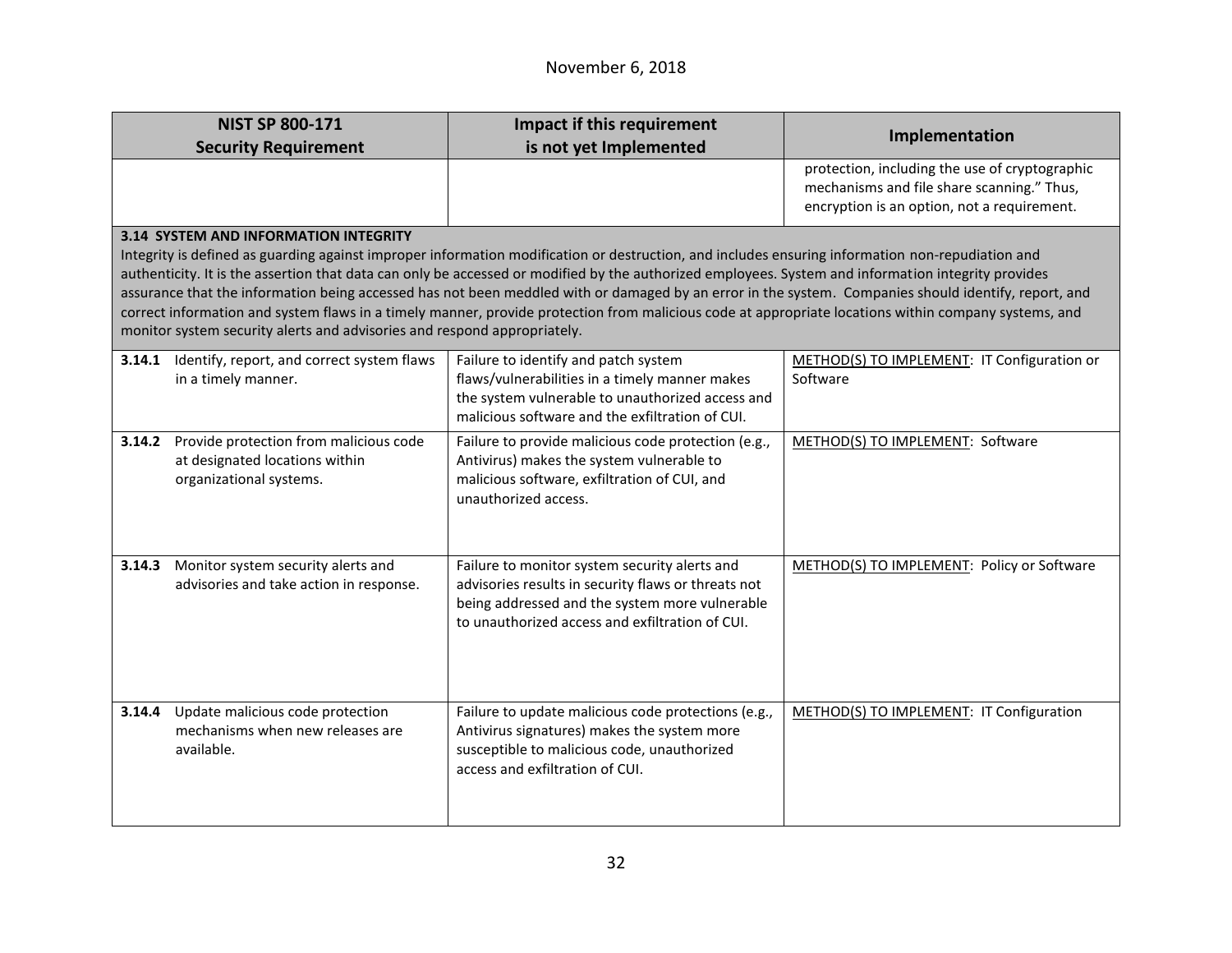| NIST SP 800-171 Security Requirement | Impact if this requirement is not yet Implemented | Implementation |
|---|---|---|
| | | protection, including the use of cryptographic mechanisms and file share scanning." Thus, encryption is an option, not a requirement. |
| **3.14 SYSTEM AND INFORMATION INTEGRITY** Integrity is defined as guarding against improper information modification or destruction, and includes ensuring information non-repudiation and authenticity. It is the assertion that data can only be accessed or modified by the authorized employees. System and information integrity provides assurance that the information being accessed has not been meddled with or damaged by an error in the system. Companies should identify, report, and correct information and system flaws in a timely manner, provide protection from malicious code at appropriate locations within company systems, and monitor system security alerts and advisories and respond appropriately. | | |
| **3.14.1** Identify, report, and correct system flaws in a timely manner. | Failure to identify and patch system flaws/vulnerabilities in a timely manner makes the system vulnerable to unauthorized access and malicious software and the exfiltration of CUI. | METHOD(S) TO IMPLEMENT: IT Configuration or Software |
| **3.14.2** Provide protection from malicious code at designated locations within organizational systems. | Failure to provide malicious code protection (e.g., Antivirus) makes the system vulnerable to malicious software, exfiltration of CUI, and unauthorized access. | METHOD(S) TO IMPLEMENT: Software |
| **3.14.3** Monitor system security alerts and advisories and take action in response. | Failure to monitor system security alerts and advisories results in security flaws or threats not being addressed and the system more vulnerable to unauthorized access and exfiltration of CUI. | METHOD(S) TO IMPLEMENT: Policy or Software |
| **3.14.4** Update malicious code protection mechanisms when new releases are available. | Failure to update malicious code protections (e.g., Antivirus signatures) makes the system more susceptible to malicious code, unauthorized access and exfiltration of CUI. | METHOD(S) TO IMPLEMENT: IT Configuration |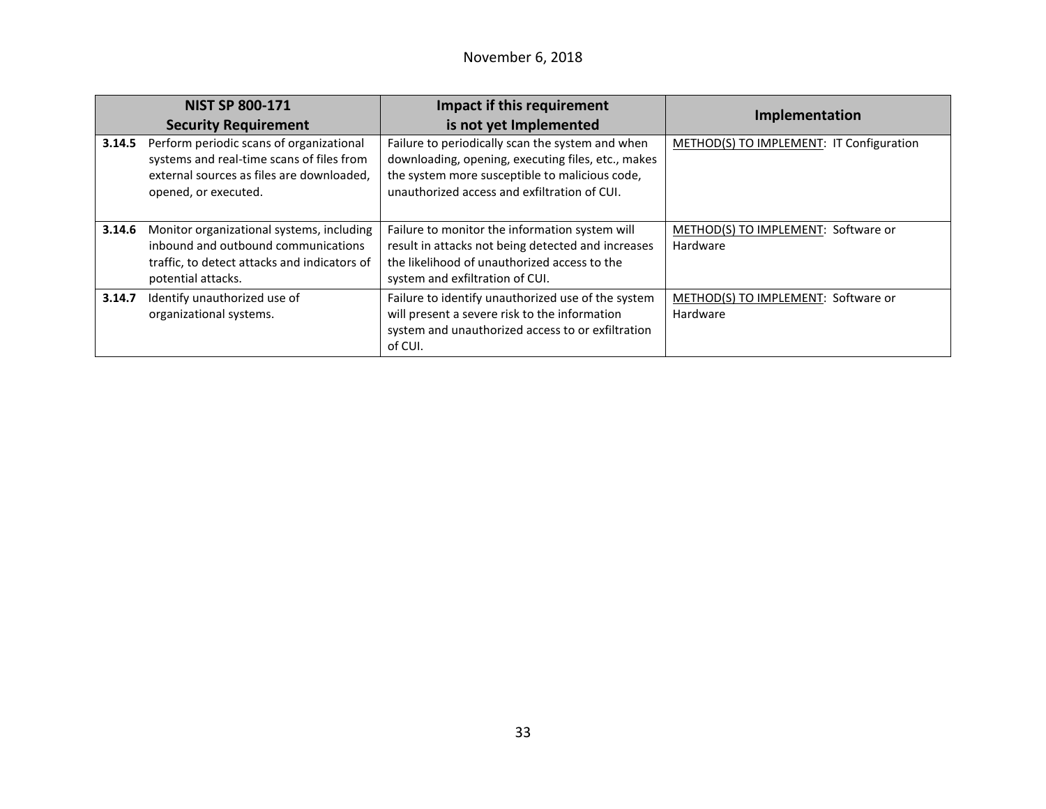| NIST SP 800-171 Security Requirement | Impact if this requirement is not yet Implemented | Implementation |
|---|---|---|
| **3.14.5** Perform periodic scans of organizational systems and real-time scans of files from external sources as files are downloaded, opened, or executed. | Failure to periodically scan the system and when downloading, opening, executing files, etc., makes the system more susceptible to malicious code, unauthorized access and exfiltration of CUI. | METHOD(S) TO IMPLEMENT: IT Configuration |
| **3.14.6** Monitor organizational systems, including inbound and outbound communications traffic, to detect attacks and indicators of potential attacks. | Failure to monitor the information system will result in attacks not being detected and increases the likelihood of unauthorized access to the system and exfiltration of CUI. | METHOD(S) TO IMPLEMENT: Software or Hardware |
| **3.14.7** Identify unauthorized use of organizational systems. | Failure to identify unauthorized use of the system will present a severe risk to the information system and unauthorized access to or exfiltration of CUI. | METHOD(S) TO IMPLEMENT: Software or Hardware |